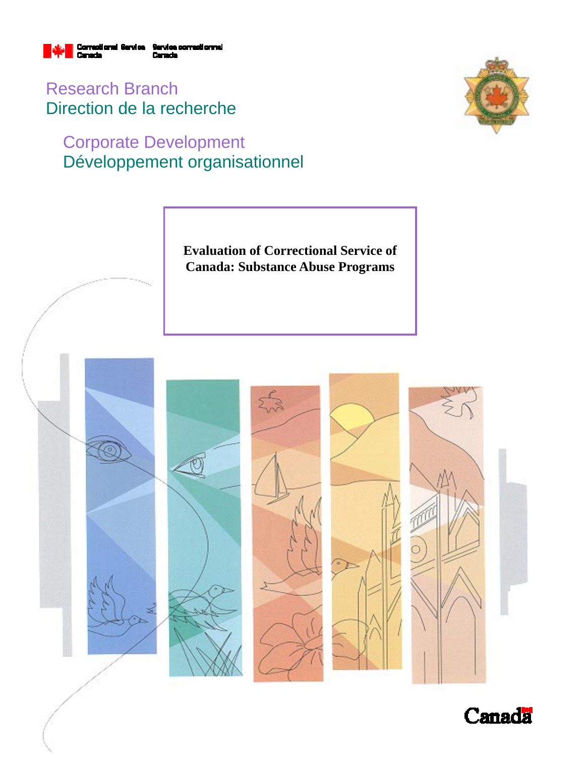Correctional Service Canada | Service correctionnel Canada

Research Branch
Direction de la recherche

Corporate Development
Développement organisationnel

# Evaluation of Correctional Service of Canada: Substance Abuse Programs

Canada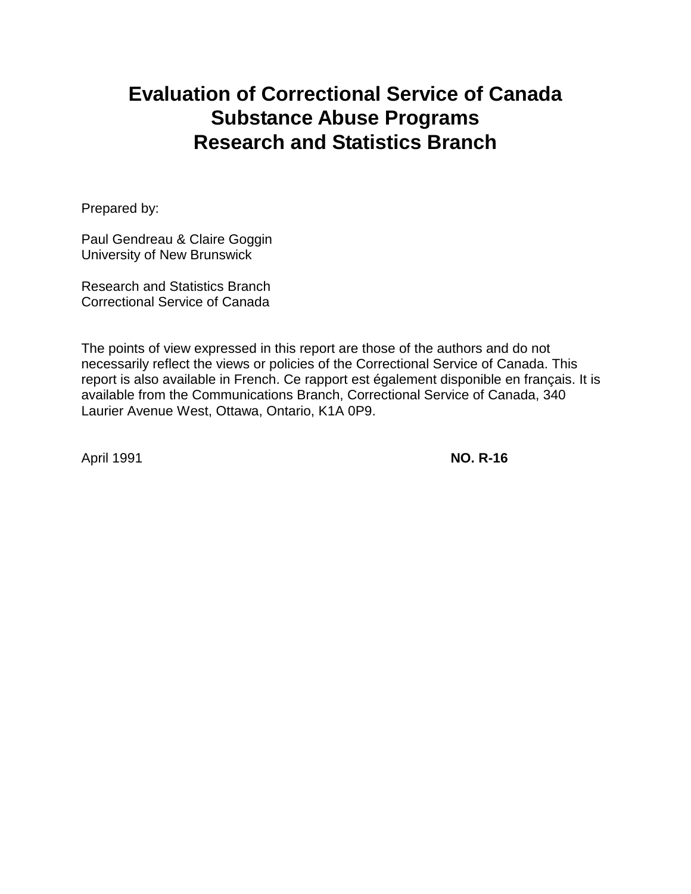# Evaluation of Correctional Service of Canada Substance Abuse Programs
# Research and Statistics Branch

Prepared by:

Paul Gendreau & Claire Goggin
University of New Brunswick

Research and Statistics Branch
Correctional Service of Canada

The points of view expressed in this report are those of the authors and do not necessarily reflect the views or policies of the Correctional Service of Canada. This report is also available in French. Ce rapport est également disponible en français. It is available from the Communications Branch, Correctional Service of Canada, 340 Laurier Avenue West, Ottawa, Ontario, K1A 0P9.

April 1991 **NO. R-16**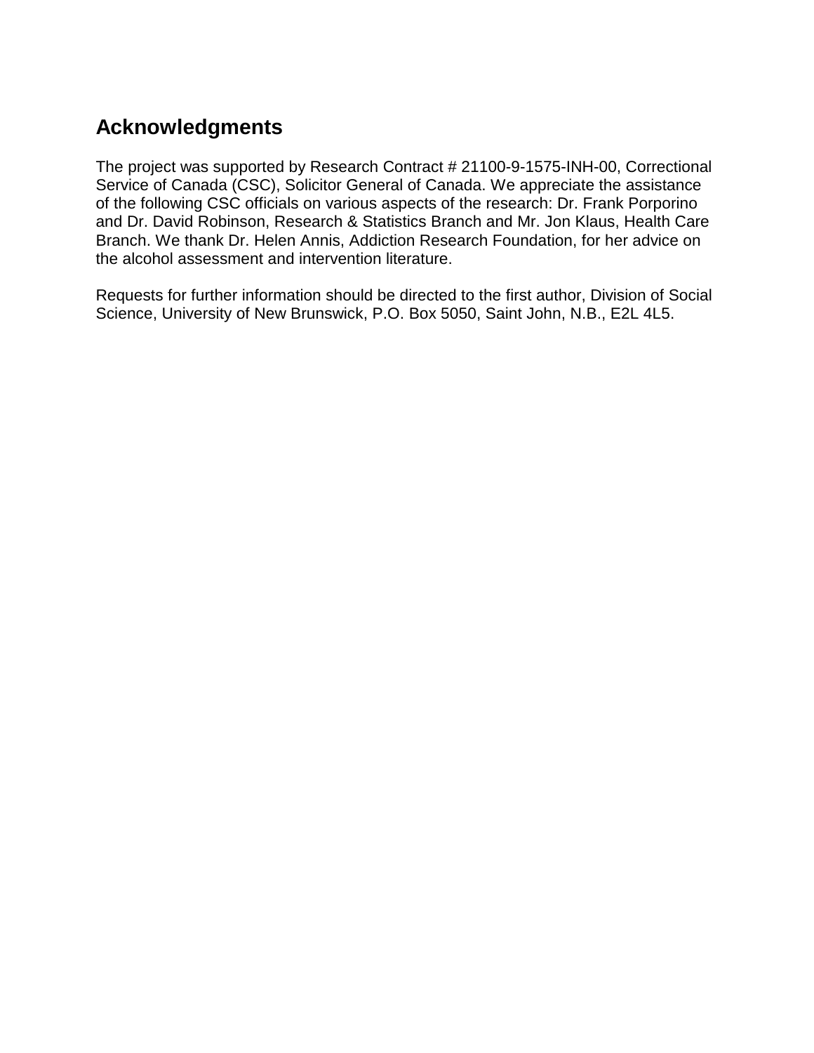## Acknowledgments

The project was supported by Research Contract # 21100-9-1575-INH-00, Correctional Service of Canada (CSC), Solicitor General of Canada. We appreciate the assistance of the following CSC officials on various aspects of the research: Dr. Frank Porporino and Dr. David Robinson, Research & Statistics Branch and Mr. Jon Klaus, Health Care Branch. We thank Dr. Helen Annis, Addiction Research Foundation, for her advice on the alcohol assessment and intervention literature.

Requests for further information should be directed to the first author, Division of Social Science, University of New Brunswick, P.O. Box 5050, Saint John, N.B., E2L 4L5.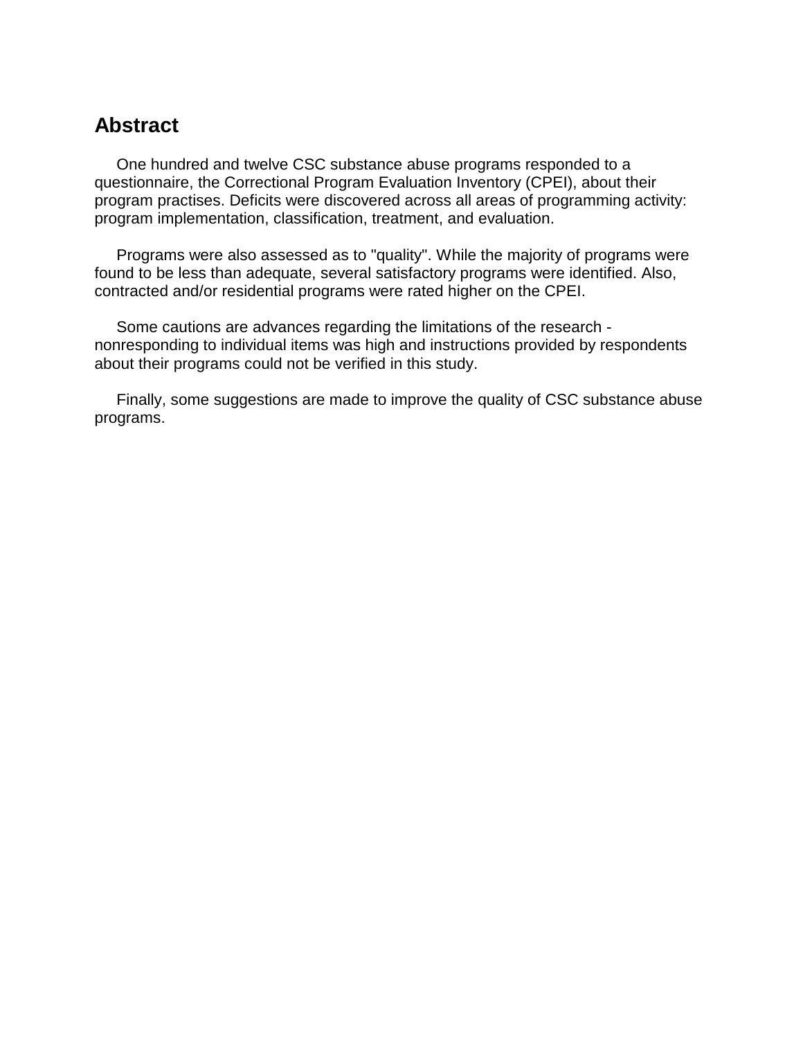## Abstract

One hundred and twelve CSC substance abuse programs responded to a questionnaire, the Correctional Program Evaluation Inventory (CPEI), about their program practises. Deficits were discovered across all areas of programming activity: program implementation, classification, treatment, and evaluation.

Programs were also assessed as to "quality". While the majority of programs were found to be less than adequate, several satisfactory programs were identified. Also, contracted and/or residential programs were rated higher on the CPEI.

Some cautions are advances regarding the limitations of the research - nonresponding to individual items was high and instructions provided by respondents about their programs could not be verified in this study.

Finally, some suggestions are made to improve the quality of CSC substance abuse programs.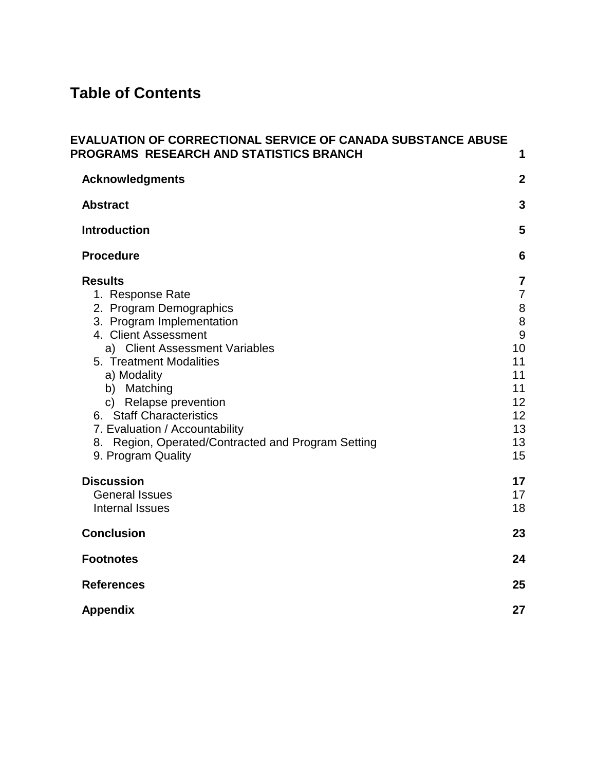# Table of Contents

| | |
|---|---|
| **EVALUATION OF CORRECTIONAL SERVICE OF CANADA SUBSTANCE ABUSE PROGRAMS RESEARCH AND STATISTICS BRANCH** | **1** |
| **Acknowledgments** | **2** |
| **Abstract** | **3** |
| **Introduction** | **5** |
| **Procedure** | **6** |
| **Results** | **7** |
| 1. Response Rate | 7 |
| 2. Program Demographics | 8 |
| 3. Program Implementation | 8 |
| 4. Client Assessment | 9 |
| a) Client Assessment Variables | 10 |
| 5. Treatment Modalities | 11 |
| a) Modality | 11 |
| b) Matching | 11 |
| c) Relapse prevention | 12 |
| 6. Staff Characteristics | 12 |
| 7. Evaluation / Accountability | 13 |
| 8. Region, Operated/Contracted and Program Setting | 13 |
| 9. Program Quality | 15 |
| **Discussion** | **17** |
| General Issues | 17 |
| Internal Issues | 18 |
| **Conclusion** | **23** |
| **Footnotes** | **24** |
| **References** | **25** |
| **Appendix** | **27** |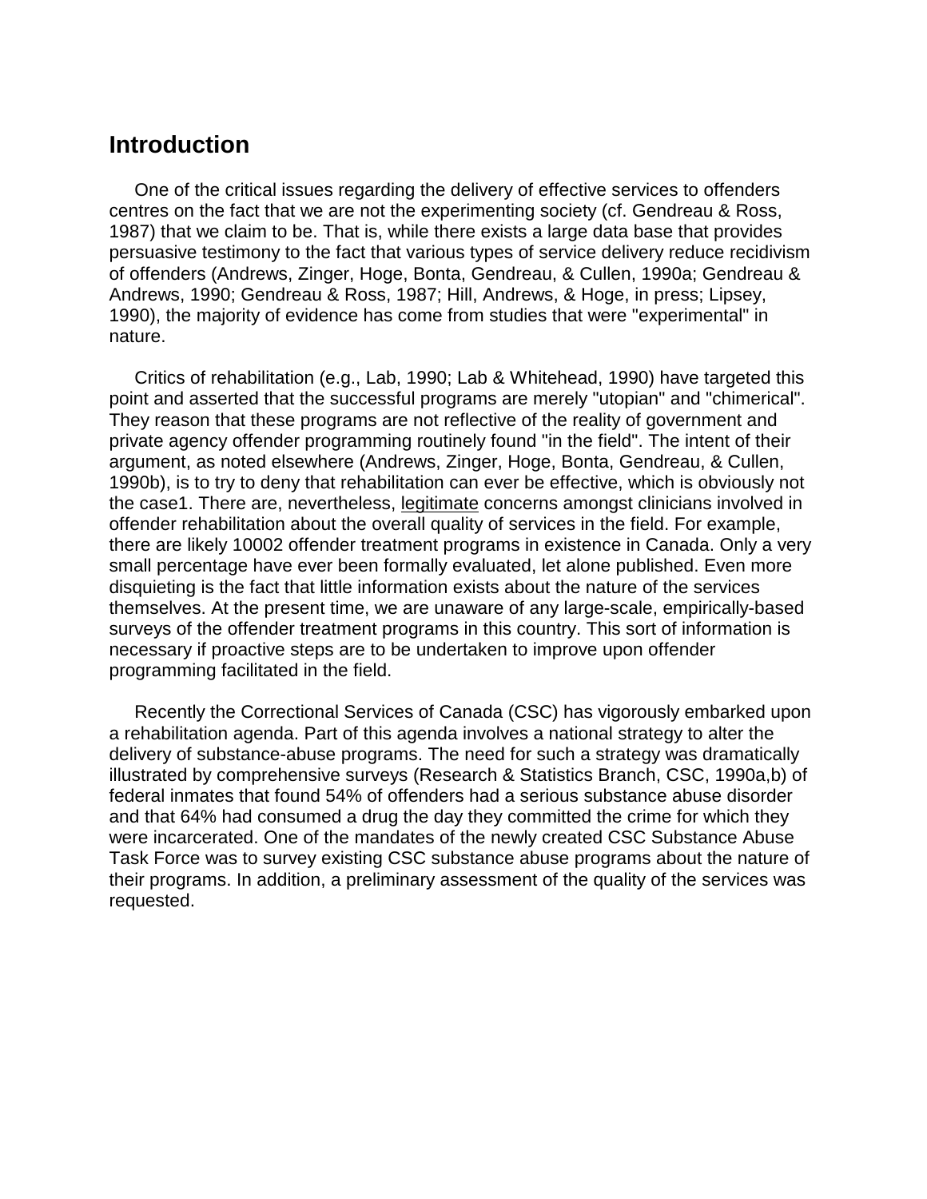## Introduction

One of the critical issues regarding the delivery of effective services to offenders centres on the fact that we are not the experimenting society (cf. Gendreau & Ross, 1987) that we claim to be. That is, while there exists a large data base that provides persuasive testimony to the fact that various types of service delivery reduce recidivism of offenders (Andrews, Zinger, Hoge, Bonta, Gendreau, & Cullen, 1990a; Gendreau & Andrews, 1990; Gendreau & Ross, 1987; Hill, Andrews, & Hoge, in press; Lipsey, 1990), the majority of evidence has come from studies that were "experimental" in nature.

Critics of rehabilitation (e.g., Lab, 1990; Lab & Whitehead, 1990) have targeted this point and asserted that the successful programs are merely "utopian" and "chimerical". They reason that these programs are not reflective of the reality of government and private agency offender programming routinely found "in the field". The intent of their argument, as noted elsewhere (Andrews, Zinger, Hoge, Bonta, Gendreau, & Cullen, 1990b), is to try to deny that rehabilitation can ever be effective, which is obviously not the case[1]. There are, nevertheless, legitimate concerns amongst clinicians involved in offender rehabilitation about the overall quality of services in the field. For example, there are likely 1000[2] offender treatment programs in existence in Canada. Only a very small percentage have ever been formally evaluated, let alone published. Even more disquieting is the fact that little information exists about the nature of the services themselves. At the present time, we are unaware of any large-scale, empirically-based surveys of the offender treatment programs in this country. This sort of information is necessary if proactive steps are to be undertaken to improve upon offender programming facilitated in the field.

Recently the Correctional Services of Canada (CSC) has vigorously embarked upon a rehabilitation agenda. Part of this agenda involves a national strategy to alter the delivery of substance-abuse programs. The need for such a strategy was dramatically illustrated by comprehensive surveys (Research & Statistics Branch, CSC, 1990a,b) of federal inmates that found 54% of offenders had a serious substance abuse disorder and that 64% had consumed a drug the day they committed the crime for which they were incarcerated. One of the mandates of the newly created CSC Substance Abuse Task Force was to survey existing CSC substance abuse programs about the nature of their programs. In addition, a preliminary assessment of the quality of the services was requested.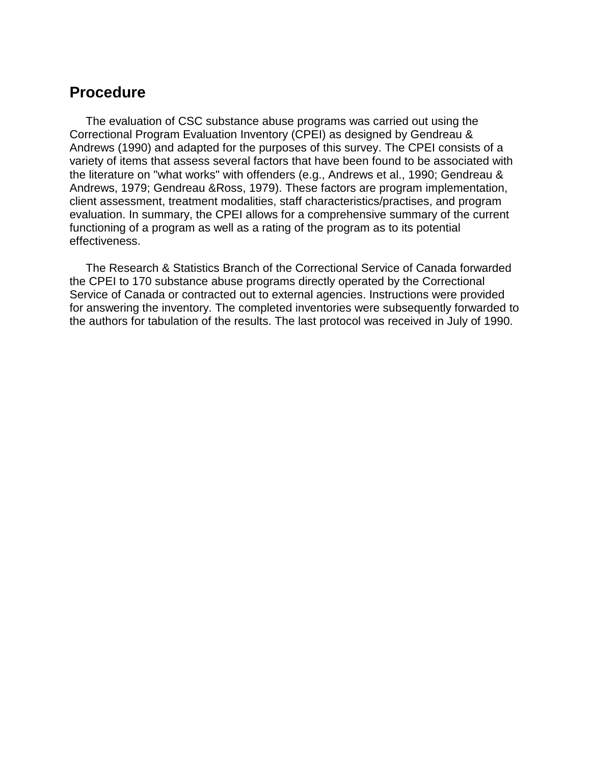## Procedure

The evaluation of CSC substance abuse programs was carried out using the Correctional Program Evaluation Inventory (CPEI) as designed by Gendreau & Andrews (1990) and adapted for the purposes of this survey. The CPEI consists of a variety of items that assess several factors that have been found to be associated with the literature on "what works" with offenders (e.g., Andrews et al., 1990; Gendreau & Andrews, 1979; Gendreau &Ross, 1979). These factors are program implementation, client assessment, treatment modalities, staff characteristics/practises, and program evaluation. In summary, the CPEI allows for a comprehensive summary of the current functioning of a program as well as a rating of the program as to its potential effectiveness.

The Research & Statistics Branch of the Correctional Service of Canada forwarded the CPEI to 170 substance abuse programs directly operated by the Correctional Service of Canada or contracted out to external agencies. Instructions were provided for answering the inventory. The completed inventories were subsequently forwarded to the authors for tabulation of the results. The last protocol was received in July of 1990.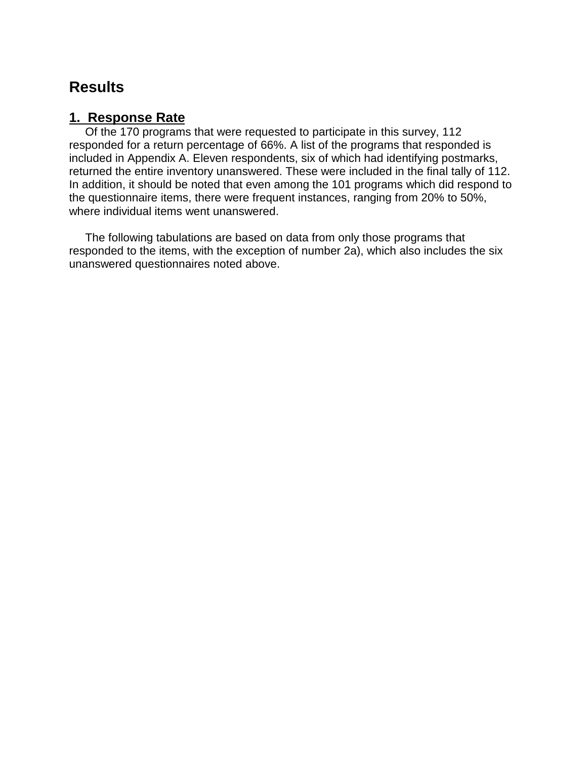# Results

## 1. Response Rate

Of the 170 programs that were requested to participate in this survey, 112 responded for a return percentage of 66%. A list of the programs that responded is included in Appendix A. Eleven respondents, six of which had identifying postmarks, returned the entire inventory unanswered. These were included in the final tally of 112. In addition, it should be noted that even among the 101 programs which did respond to the questionnaire items, there were frequent instances, ranging from 20% to 50%, where individual items went unanswered.

The following tabulations are based on data from only those programs that responded to the items, with the exception of number 2a), which also includes the six unanswered questionnaires noted above.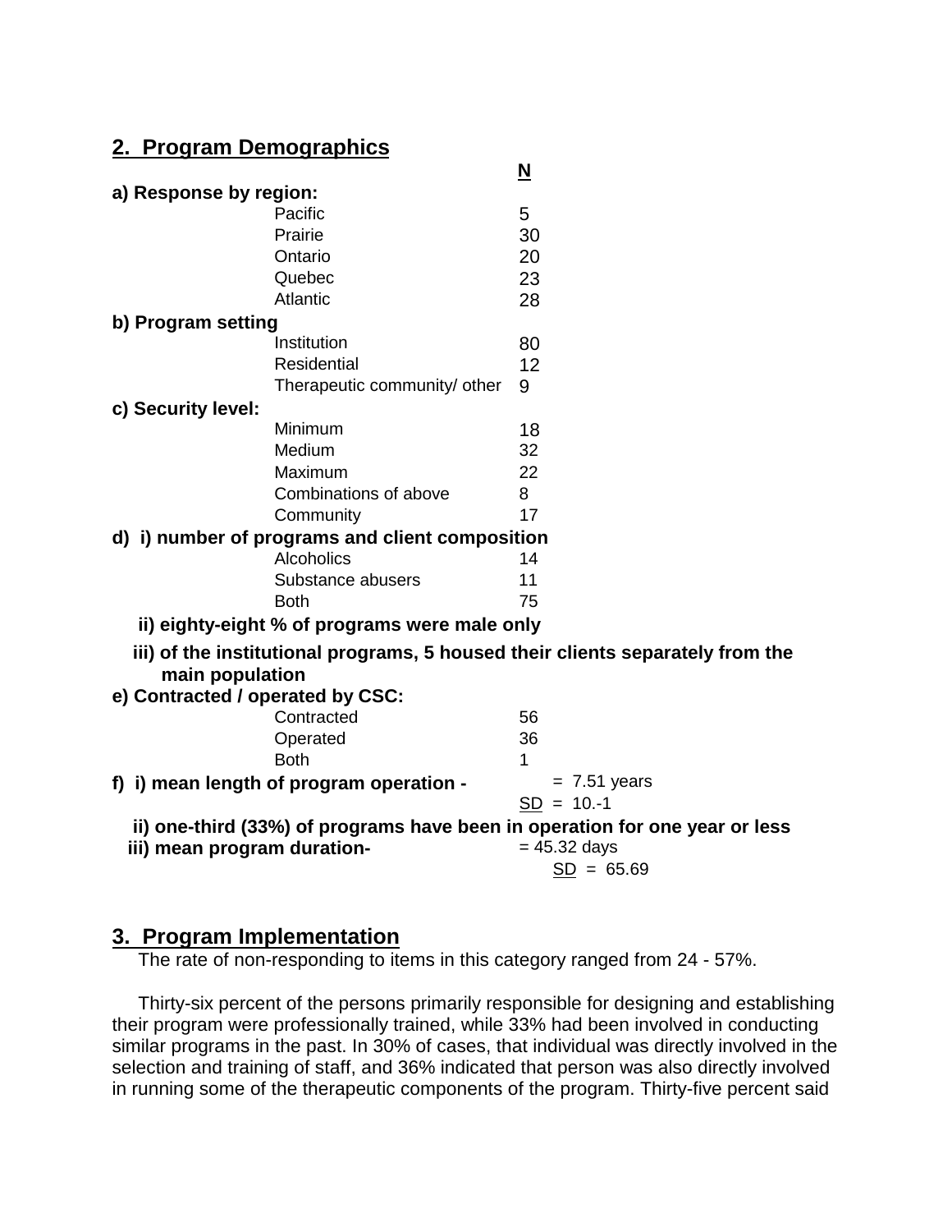## 2. Program Demographics

| | | N |
|---|---|---|
| **a) Response by region:** | | |
| | Pacific | 5 |
| | Prairie | 30 |
| | Ontario | 20 |
| | Quebec | 23 |
| | Atlantic | 28 |
| **b) Program setting** | | |
| | Institution | 80 |
| | Residential | 12 |
| | Therapeutic community/ other | 9 |
| **c) Security level:** | | |
| | Minimum | 18 |
| | Medium | 32 |
| | Maximum | 22 |
| | Combinations of above | 8 |
| | Community | 17 |
| **d) i) number of programs and client composition** | | |
| | Alcoholics | 14 |
| | Substance abusers | 11 |
| | Both | 75 |

**ii) eighty-eight % of programs were male only**

**iii) of the institutional programs, 5 housed their clients separately from the main population**

| | | |
|---|---|---|
| **e) Contracted / operated by CSC:** | | |
| | Contracted | 56 |
| | Operated | 36 |
| | Both | 1 |

**f) i) mean length of program operation -** = 7.51 years
SD = 10.-1

**ii) one-third (33%) of programs have been in operation for one year or less**

**iii) mean program duration-** = 45.32 days
SD = 65.69

## 3. Program Implementation

The rate of non-responding to items in this category ranged from 24 - 57%.

Thirty-six percent of the persons primarily responsible for designing and establishing their program were professionally trained, while 33% had been involved in conducting similar programs in the past. In 30% of cases, that individual was directly involved in the selection and training of staff, and 36% indicated that person was also directly involved in running some of the therapeutic components of the program. Thirty-five percent said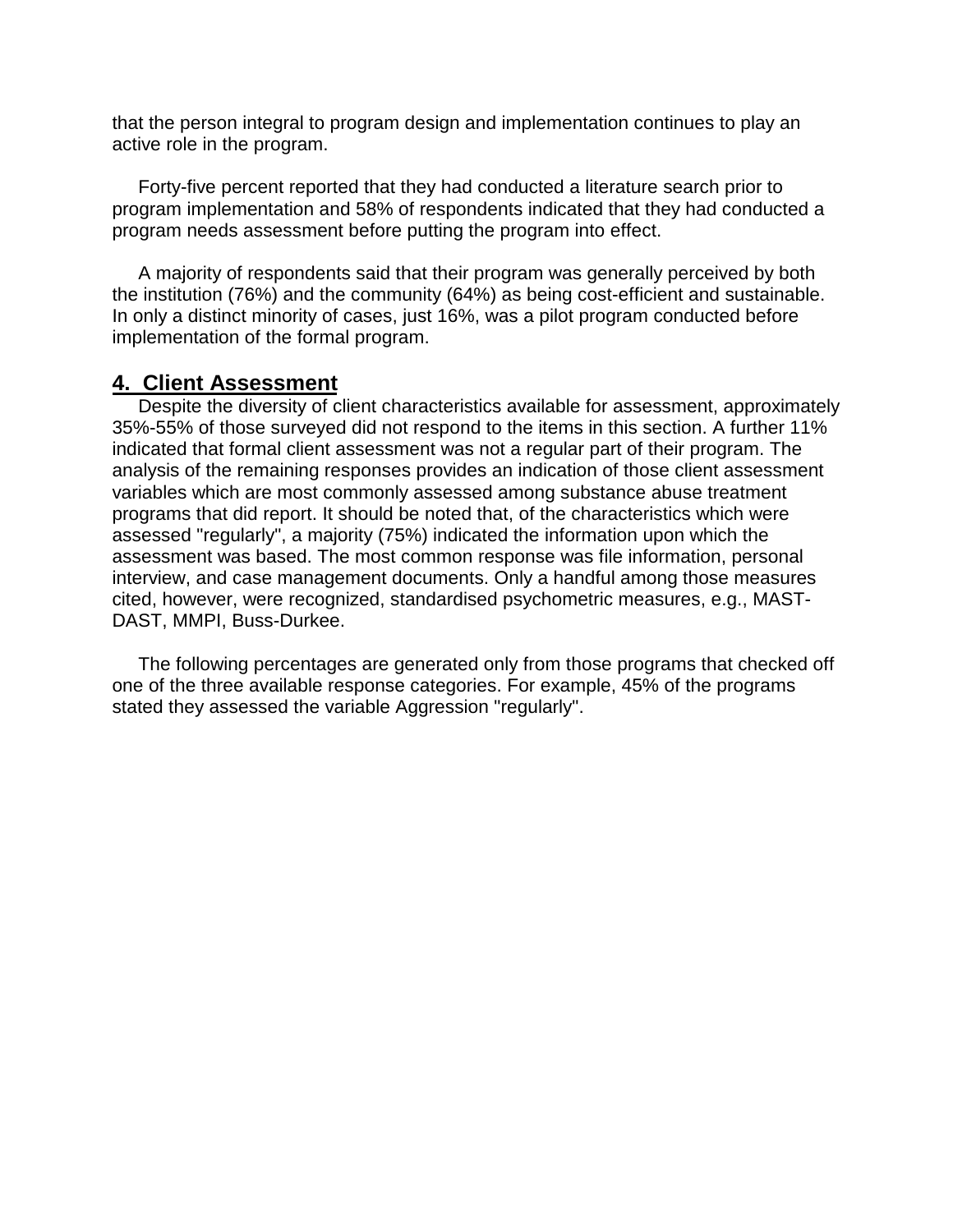that the person integral to program design and implementation continues to play an active role in the program.

Forty-five percent reported that they had conducted a literature search prior to program implementation and 58% of respondents indicated that they had conducted a program needs assessment before putting the program into effect.

A majority of respondents said that their program was generally perceived by both the institution (76%) and the community (64%) as being cost-efficient and sustainable. In only a distinct minority of cases, just 16%, was a pilot program conducted before implementation of the formal program.

## 4. Client Assessment

Despite the diversity of client characteristics available for assessment, approximately 35%-55% of those surveyed did not respond to the items in this section. A further 11% indicated that formal client assessment was not a regular part of their program. The analysis of the remaining responses provides an indication of those client assessment variables which are most commonly assessed among substance abuse treatment programs that did report. It should be noted that, of the characteristics which were assessed "regularly", a majority (75%) indicated the information upon which the assessment was based. The most common response was file information, personal interview, and case management documents. Only a handful among those measures cited, however, were recognized, standardised psychometric measures, e.g., MAST-DAST, MMPI, Buss-Durkee.

The following percentages are generated only from those programs that checked off one of the three available response categories. For example, 45% of the programs stated they assessed the variable Aggression "regularly".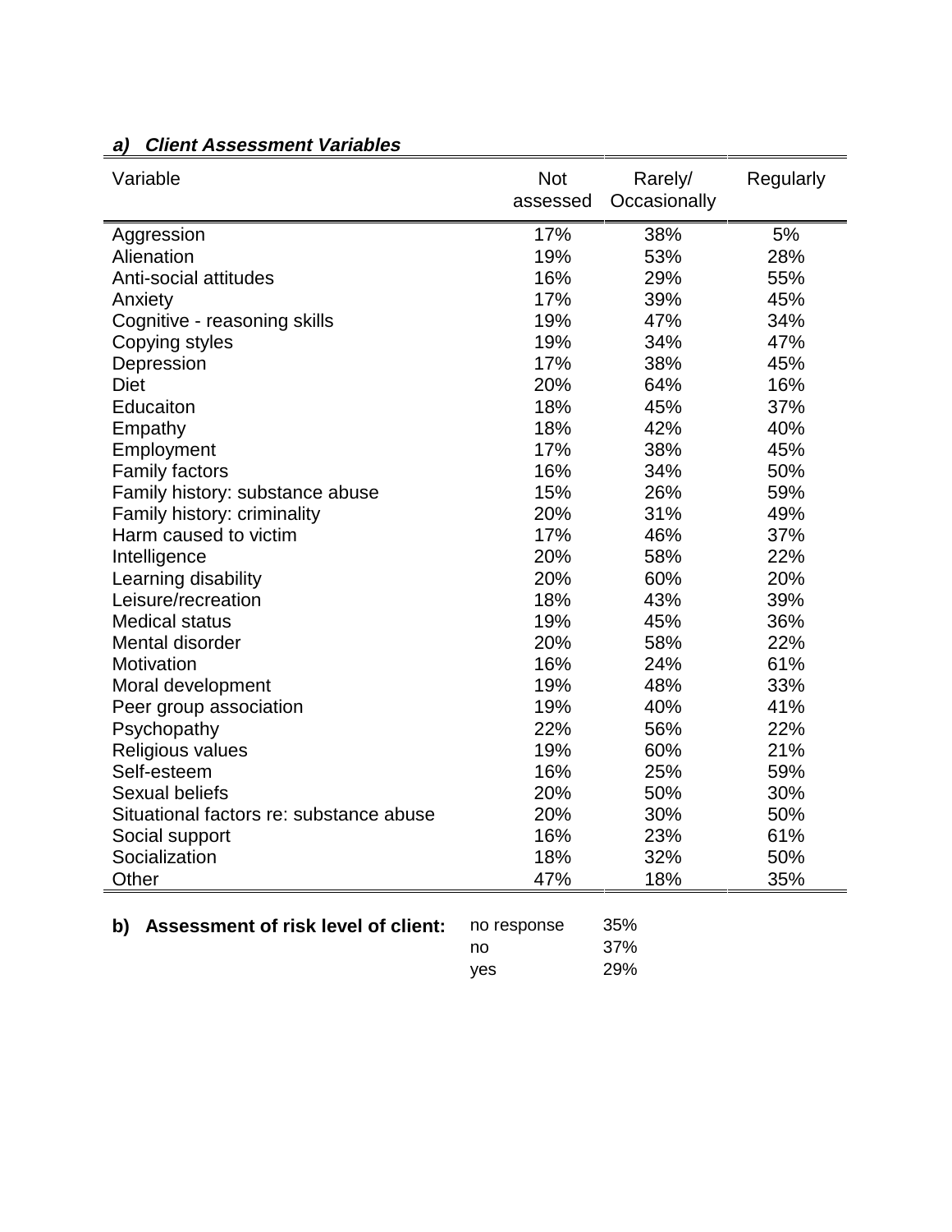***a) Client Assessment Variables***

| Variable | Not assessed | Rarely/ Occasionally | Regularly |
|---|---|---|---|
| Aggression | 17% | 38% | 5% |
| Alienation | 19% | 53% | 28% |
| Anti-social attitudes | 16% | 29% | 55% |
| Anxiety | 17% | 39% | 45% |
| Cognitive - reasoning skills | 19% | 47% | 34% |
| Copying styles | 19% | 34% | 47% |
| Depression | 17% | 38% | 45% |
| Diet | 20% | 64% | 16% |
| Educaiton | 18% | 45% | 37% |
| Empathy | 18% | 42% | 40% |
| Employment | 17% | 38% | 45% |
| Family factors | 16% | 34% | 50% |
| Family history: substance abuse | 15% | 26% | 59% |
| Family history: criminality | 20% | 31% | 49% |
| Harm caused to victim | 17% | 46% | 37% |
| Intelligence | 20% | 58% | 22% |
| Learning disability | 20% | 60% | 20% |
| Leisure/recreation | 18% | 43% | 39% |
| Medical status | 19% | 45% | 36% |
| Mental disorder | 20% | 58% | 22% |
| Motivation | 16% | 24% | 61% |
| Moral development | 19% | 48% | 33% |
| Peer group association | 19% | 40% | 41% |
| Psychopathy | 22% | 56% | 22% |
| Religious values | 19% | 60% | 21% |
| Self-esteem | 16% | 25% | 59% |
| Sexual beliefs | 20% | 50% | 30% |
| Situational factors re: substance abuse | 20% | 30% | 50% |
| Social support | 16% | 23% | 61% |
| Socialization | 18% | 32% | 50% |
| Other | 47% | 18% | 35% |

**b) Assessment of risk level of client:**

| | |
|---|---|
| no response | 35% |
| no | 37% |
| yes | 29% |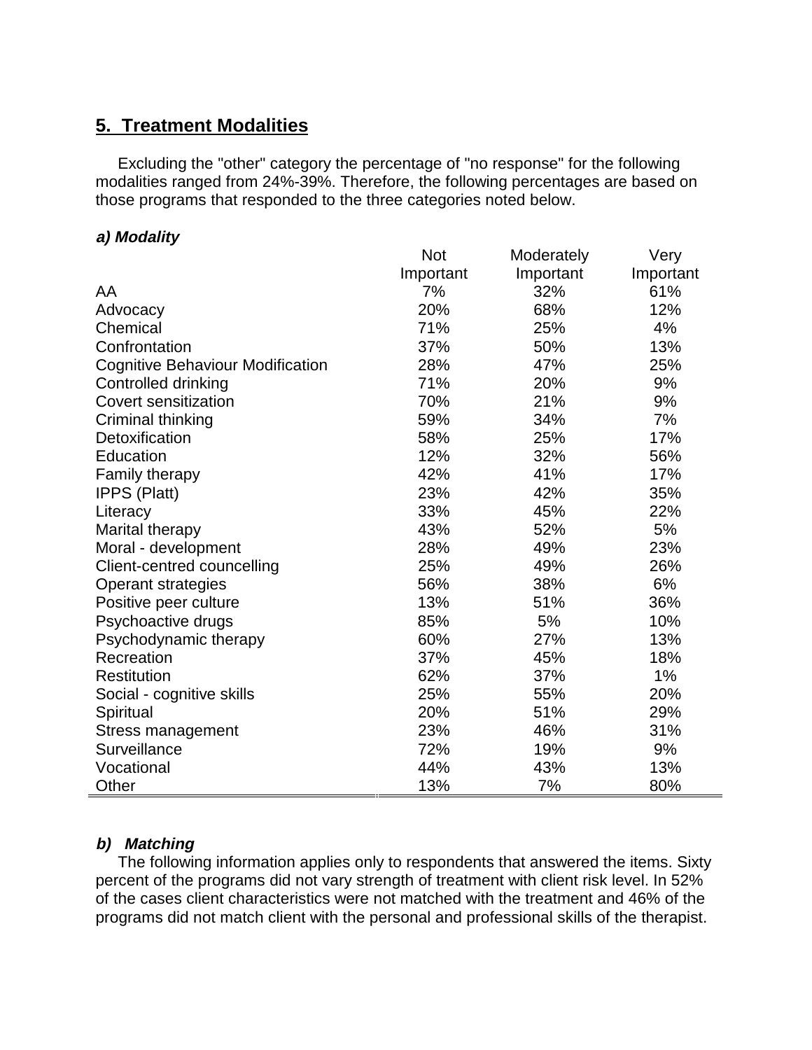## 5. Treatment Modalities

Excluding the "other" category the percentage of "no response" for the following modalities ranged from 24%-39%. Therefore, the following percentages are based on those programs that responded to the three categories noted below.

### *a) Modality*

| | Not Important | Moderately Important | Very Important |
|---|---|---|---|
| AA | 7% | 32% | 61% |
| Advocacy | 20% | 68% | 12% |
| Chemical | 71% | 25% | 4% |
| Confrontation | 37% | 50% | 13% |
| Cognitive Behaviour Modification | 28% | 47% | 25% |
| Controlled drinking | 71% | 20% | 9% |
| Covert sensitization | 70% | 21% | 9% |
| Criminal thinking | 59% | 34% | 7% |
| Detoxification | 58% | 25% | 17% |
| Education | 12% | 32% | 56% |
| Family therapy | 42% | 41% | 17% |
| IPPS (Platt) | 23% | 42% | 35% |
| Literacy | 33% | 45% | 22% |
| Marital therapy | 43% | 52% | 5% |
| Moral - development | 28% | 49% | 23% |
| Client-centred councelling | 25% | 49% | 26% |
| Operant strategies | 56% | 38% | 6% |
| Positive peer culture | 13% | 51% | 36% |
| Psychoactive drugs | 85% | 5% | 10% |
| Psychodynamic therapy | 60% | 27% | 13% |
| Recreation | 37% | 45% | 18% |
| Restitution | 62% | 37% | 1% |
| Social - cognitive skills | 25% | 55% | 20% |
| Spiritual | 20% | 51% | 29% |
| Stress management | 23% | 46% | 31% |
| Surveillance | 72% | 19% | 9% |
| Vocational | 44% | 43% | 13% |
| Other | 13% | 7% | 80% |

### *b) Matching*

The following information applies only to respondents that answered the items. Sixty percent of the programs did not vary strength of treatment with client risk level. In 52% of the cases client characteristics were not matched with the treatment and 46% of the programs did not match client with the personal and professional skills of the therapist.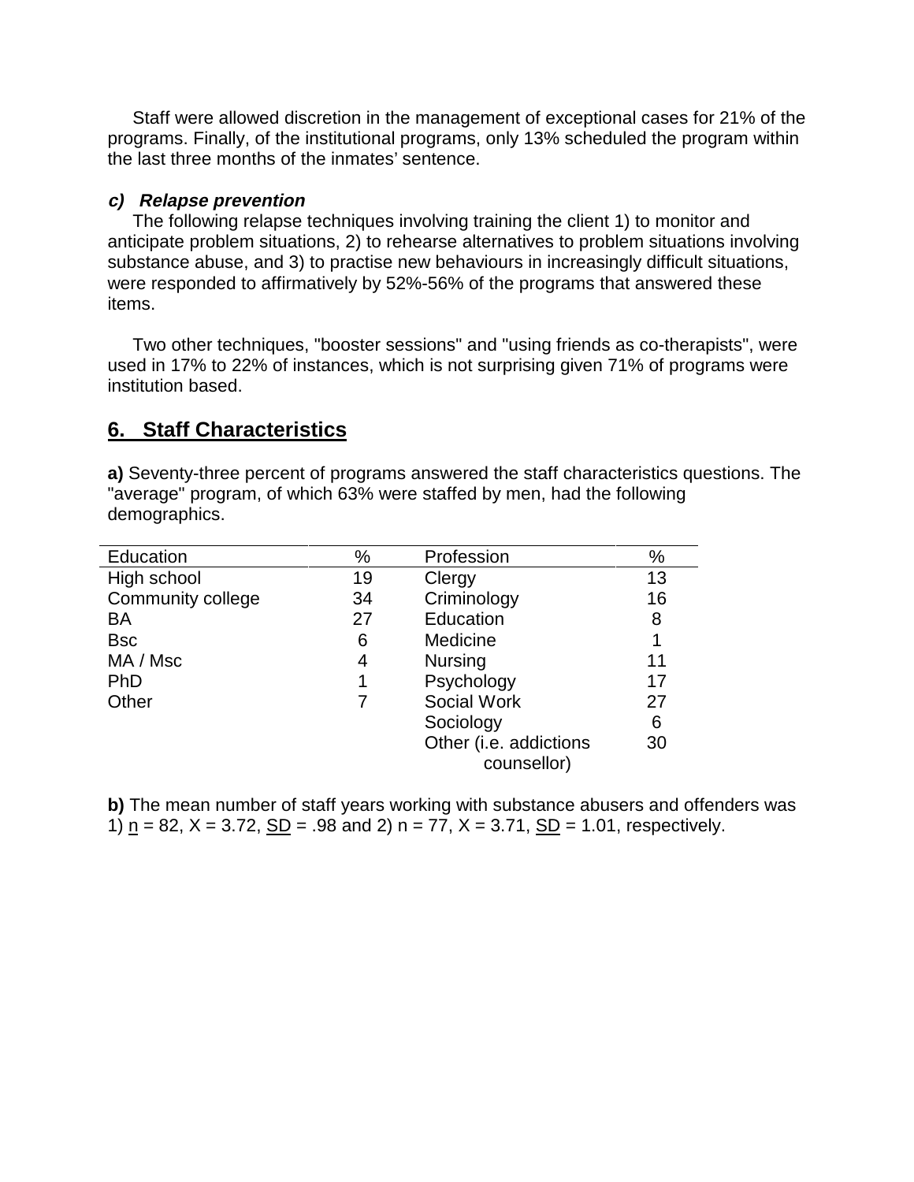Staff were allowed discretion in the management of exceptional cases for 21% of the programs. Finally, of the institutional programs, only 13% scheduled the program within the last three months of the inmates' sentence.

#### *c) Relapse prevention*

The following relapse techniques involving training the client 1) to monitor and anticipate problem situations, 2) to rehearse alternatives to problem situations involving substance abuse, and 3) to practise new behaviours in increasingly difficult situations, were responded to affirmatively by 52%-56% of the programs that answered these items.

Two other techniques, "booster sessions" and "using friends as co-therapists", were used in 17% to 22% of instances, which is not surprising given 71% of programs were institution based.

## 6. Staff Characteristics

**a)** Seventy-three percent of programs answered the staff characteristics questions. The "average" program, of which 63% were staffed by men, had the following demographics.

| Education | % | Profession | % |
|---|---|---|---|
| High school | 19 | Clergy | 13 |
| Community college | 34 | Criminology | 16 |
| BA | 27 | Education | 8 |
| Bsc | 6 | Medicine | 1 |
| MA / Msc | 4 | Nursing | 11 |
| PhD | 1 | Psychology | 17 |
| Other | 7 | Social Work | 27 |
| | | Sociology | 6 |
| | | Other (i.e. addictions counsellor) | 30 |

**b)** The mean number of staff years working with substance abusers and offenders was 1) $\underline{n}$ = 82, X = 3.72, $\underline{SD}$ = .98 and 2) n = 77, X = 3.71, $\underline{SD}$ = 1.01, respectively.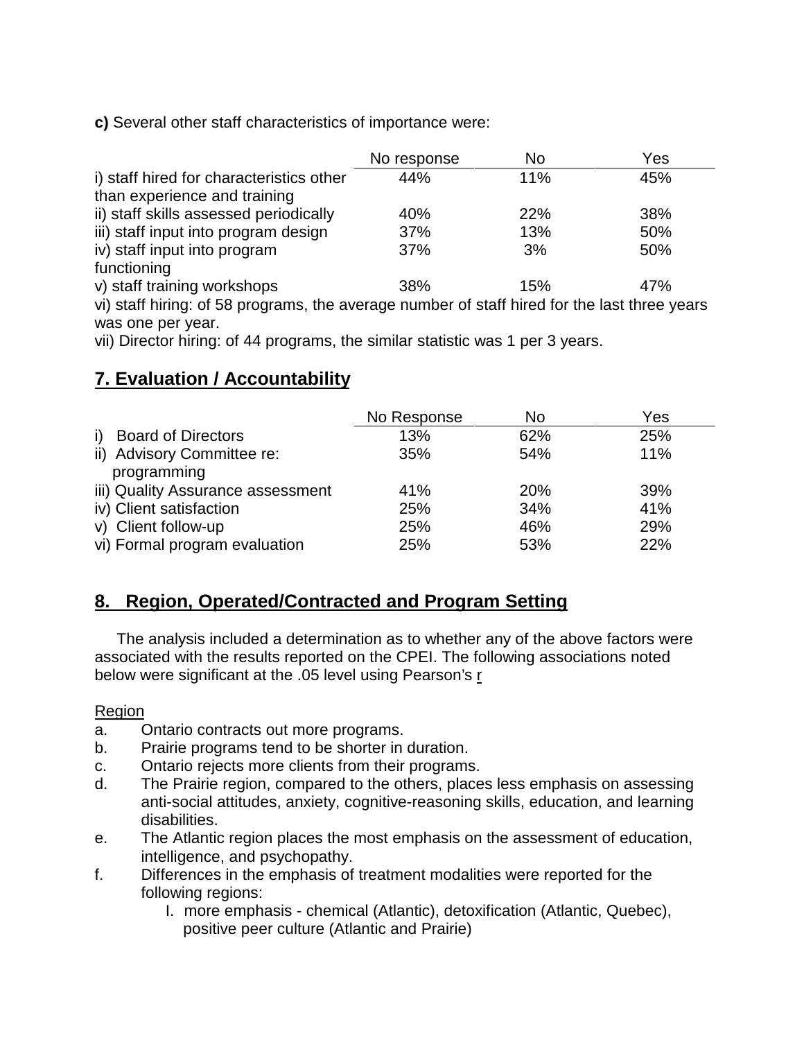**c)** Several other staff characteristics of importance were:

| | No response | No | Yes |
|---|---|---|---|
| i) staff hired for characteristics other than experience and training | 44% | 11% | 45% |
| ii) staff skills assessed periodically | 40% | 22% | 38% |
| iii) staff input into program design | 37% | 13% | 50% |
| iv) staff input into program functioning | 37% | 3% | 50% |
| v) staff training workshops | 38% | 15% | 47% |

vi) staff hiring: of 58 programs, the average number of staff hired for the last three years was one per year.

vii) Director hiring: of 44 programs, the similar statistic was 1 per 3 years.

## 7. Evaluation / Accountability

| | No Response | No | Yes |
|---|---|---|---|
| i) Board of Directors | 13% | 62% | 25% |
| ii) Advisory Committee re: programming | 35% | 54% | 11% |
| iii) Quality Assurance assessment | 41% | 20% | 39% |
| iv) Client satisfaction | 25% | 34% | 41% |
| v) Client follow-up | 25% | 46% | 29% |
| vi) Formal program evaluation | 25% | 53% | 22% |

## 8. Region, Operated/Contracted and Program Setting

The analysis included a determination as to whether any of the above factors were associated with the results reported on the CPEI. The following associations noted below were significant at the .05 level using Pearson's $r$

Region

a. Ontario contracts out more programs.
b. Prairie programs tend to be shorter in duration.
c. Ontario rejects more clients from their programs.
d. The Prairie region, compared to the others, places less emphasis on assessing anti-social attitudes, anxiety, cognitive-reasoning skills, education, and learning disabilities.
e. The Atlantic region places the most emphasis on the assessment of education, intelligence, and psychopathy.
f. Differences in the emphasis of treatment modalities were reported for the following regions:
    I. more emphasis - chemical (Atlantic), detoxification (Atlantic, Quebec), positive peer culture (Atlantic and Prairie)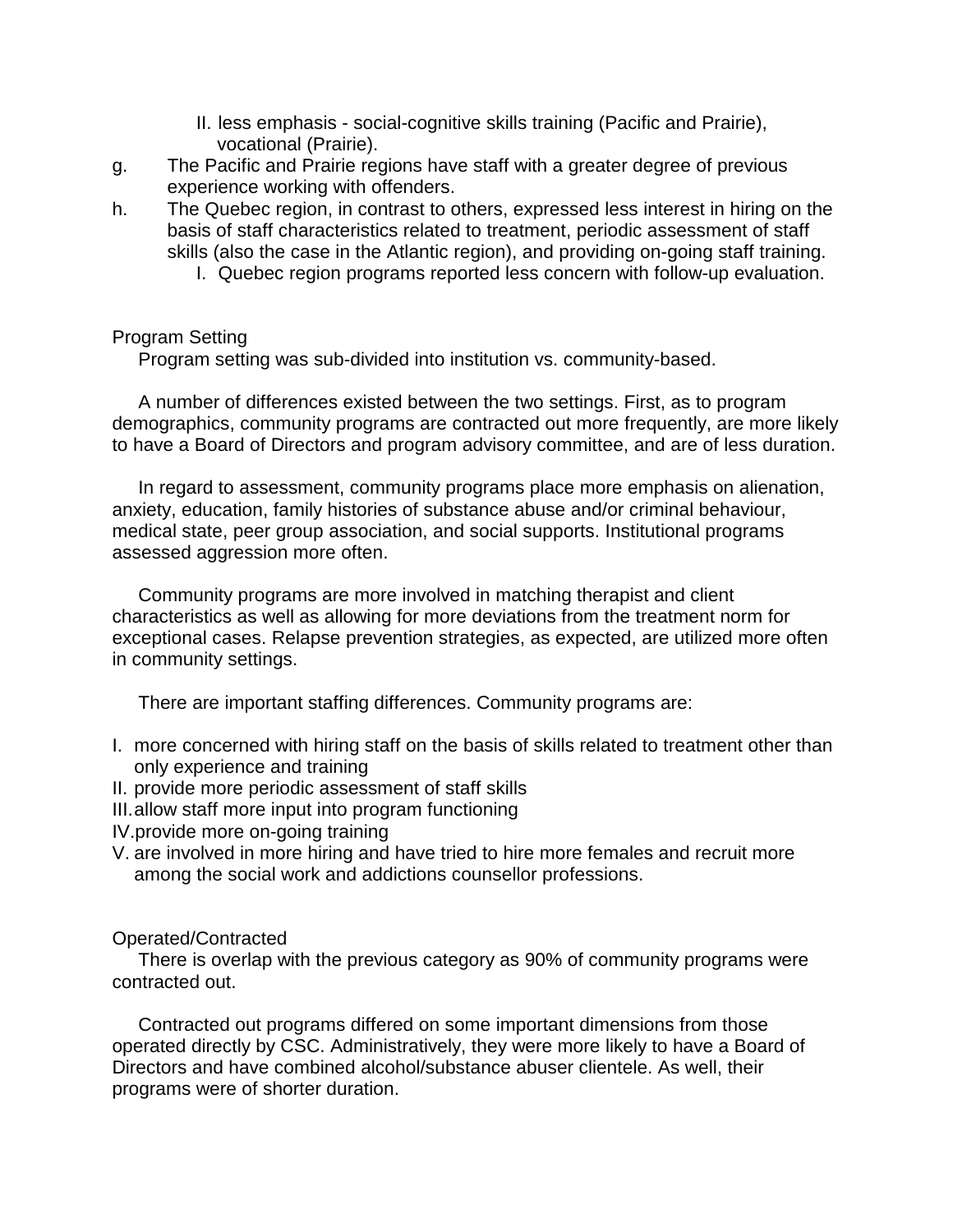II. less emphasis - social-cognitive skills training (Pacific and Prairie), vocational (Prairie).

g. The Pacific and Prairie regions have staff with a greater degree of previous experience working with offenders.

h. The Quebec region, in contrast to others, expressed less interest in hiring on the basis of staff characteristics related to treatment, periodic assessment of staff skills (also the case in the Atlantic region), and providing on-going staff training.

   I. Quebec region programs reported less concern with follow-up evaluation.

Program Setting

Program setting was sub-divided into institution vs. community-based.

A number of differences existed between the two settings. First, as to program demographics, community programs are contracted out more frequently, are more likely to have a Board of Directors and program advisory committee, and are of less duration.

In regard to assessment, community programs place more emphasis on alienation, anxiety, education, family histories of substance abuse and/or criminal behaviour, medical state, peer group association, and social supports. Institutional programs assessed aggression more often.

Community programs are more involved in matching therapist and client characteristics as well as allowing for more deviations from the treatment norm for exceptional cases. Relapse prevention strategies, as expected, are utilized more often in community settings.

There are important staffing differences. Community programs are:

I. more concerned with hiring staff on the basis of skills related to treatment other than only experience and training
II. provide more periodic assessment of staff skills
III. allow staff more input into program functioning
IV. provide more on-going training
V. are involved in more hiring and have tried to hire more females and recruit more among the social work and addictions counsellor professions.

Operated/Contracted

There is overlap with the previous category as 90% of community programs were contracted out.

Contracted out programs differed on some important dimensions from those operated directly by CSC. Administratively, they were more likely to have a Board of Directors and have combined alcohol/substance abuser clientele. As well, their programs were of shorter duration.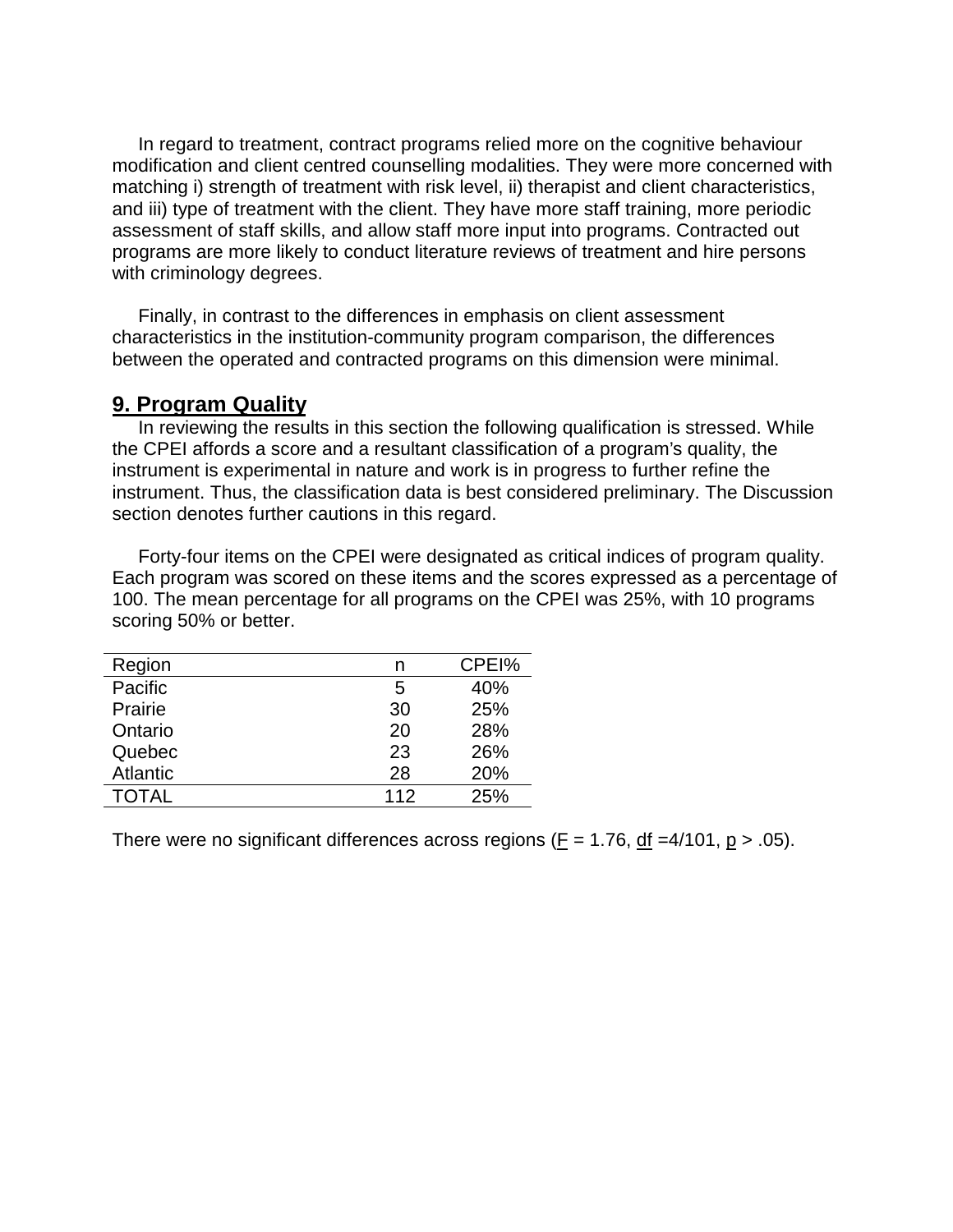In regard to treatment, contract programs relied more on the cognitive behaviour modification and client centred counselling modalities. They were more concerned with matching i) strength of treatment with risk level, ii) therapist and client characteristics, and iii) type of treatment with the client. They have more staff training, more periodic assessment of staff skills, and allow staff more input into programs. Contracted out programs are more likely to conduct literature reviews of treatment and hire persons with criminology degrees.

Finally, in contrast to the differences in emphasis on client assessment characteristics in the institution-community program comparison, the differences between the operated and contracted programs on this dimension were minimal.

## 9. Program Quality

In reviewing the results in this section the following qualification is stressed. While the CPEI affords a score and a resultant classification of a program's quality, the instrument is experimental in nature and work is in progress to further refine the instrument. Thus, the classification data is best considered preliminary. The Discussion section denotes further cautions in this regard.

Forty-four items on the CPEI were designated as critical indices of program quality. Each program was scored on these items and the scores expressed as a percentage of 100. The mean percentage for all programs on the CPEI was 25%, with 10 programs scoring 50% or better.

| Region | n | CPEI% |
|---|---|---|
| Pacific | 5 | 40% |
| Prairie | 30 | 25% |
| Ontario | 20 | 28% |
| Quebec | 23 | 26% |
| Atlantic | 28 | 20% |
| TOTAL | 112 | 25% |

There were no significant differences across regions ($F = 1.76$, $df = 4/101$, $p > .05$).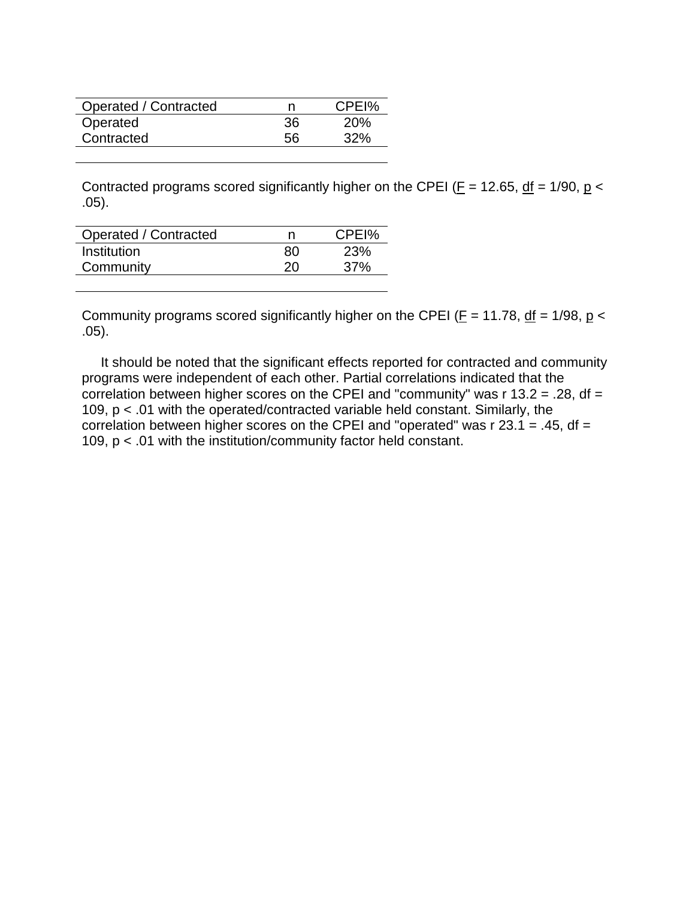| Operated / Contracted | n | CPEI% |
|---|---|---|
| Operated | 36 | 20% |
| Contracted | 56 | 32% |

Contracted programs scored significantly higher on the CPEI ($\underline{F}$ = 12.65, $\underline{df}$ = 1/90, $\underline{p}$ < .05).

| Operated / Contracted | n | CPEI% |
|---|---|---|
| Institution | 80 | 23% |
| Community | 20 | 37% |

Community programs scored significantly higher on the CPEI ($\underline{F}$ = 11.78, $\underline{df}$ = 1/98, $\underline{p}$ < .05).

It should be noted that the significant effects reported for contracted and community programs were independent of each other. Partial correlations indicated that the correlation between higher scores on the CPEI and "community" was $r_{13.2} = .28$, df = 109, $p < .01$ with the operated/contracted variable held constant. Similarly, the correlation between higher scores on the CPEI and "operated" was $r_{23.1} = .45$, df = 109, $p < .01$ with the institution/community factor held constant.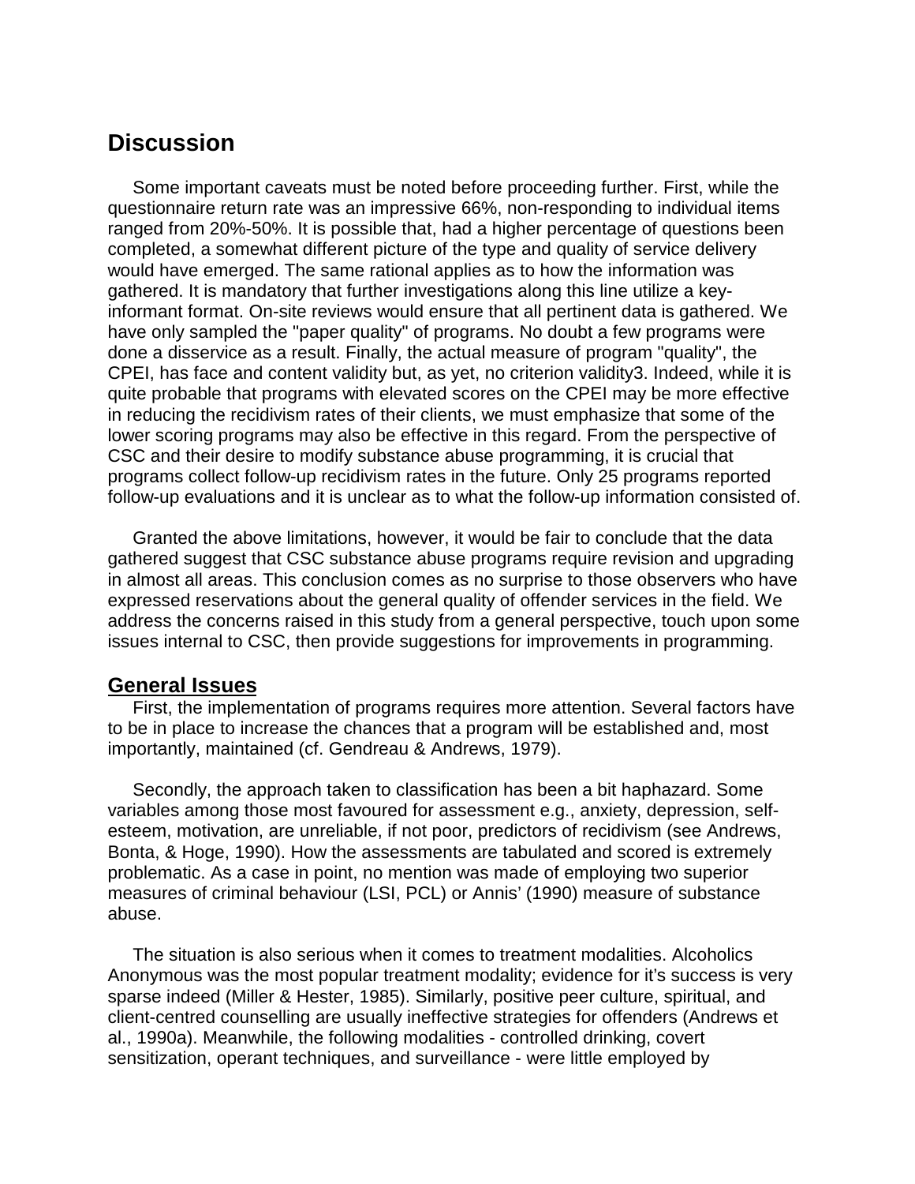## Discussion

Some important caveats must be noted before proceeding further. First, while the questionnaire return rate was an impressive 66%, non-responding to individual items ranged from 20%-50%. It is possible that, had a higher percentage of questions been completed, a somewhat different picture of the type and quality of service delivery would have emerged. The same rational applies as to how the information was gathered. It is mandatory that further investigations along this line utilize a key-informant format. On-site reviews would ensure that all pertinent data is gathered. We have only sampled the "paper quality" of programs. No doubt a few programs were done a disservice as a result. Finally, the actual measure of program "quality", the CPEI, has face and content validity but, as yet, no criterion validity3. Indeed, while it is quite probable that programs with elevated scores on the CPEI may be more effective in reducing the recidivism rates of their clients, we must emphasize that some of the lower scoring programs may also be effective in this regard. From the perspective of CSC and their desire to modify substance abuse programming, it is crucial that programs collect follow-up recidivism rates in the future. Only 25 programs reported follow-up evaluations and it is unclear as to what the follow-up information consisted of.

Granted the above limitations, however, it would be fair to conclude that the data gathered suggest that CSC substance abuse programs require revision and upgrading in almost all areas. This conclusion comes as no surprise to those observers who have expressed reservations about the general quality of offender services in the field. We address the concerns raised in this study from a general perspective, touch upon some issues internal to CSC, then provide suggestions for improvements in programming.

### General Issues

First, the implementation of programs requires more attention. Several factors have to be in place to increase the chances that a program will be established and, most importantly, maintained (cf. Gendreau & Andrews, 1979).

Secondly, the approach taken to classification has been a bit haphazard. Some variables among those most favoured for assessment e.g., anxiety, depression, self-esteem, motivation, are unreliable, if not poor, predictors of recidivism (see Andrews, Bonta, & Hoge, 1990). How the assessments are tabulated and scored is extremely problematic. As a case in point, no mention was made of employing two superior measures of criminal behaviour (LSI, PCL) or Annis' (1990) measure of substance abuse.

The situation is also serious when it comes to treatment modalities. Alcoholics Anonymous was the most popular treatment modality; evidence for it's success is very sparse indeed (Miller & Hester, 1985). Similarly, positive peer culture, spiritual, and client-centred counselling are usually ineffective strategies for offenders (Andrews et al., 1990a). Meanwhile, the following modalities - controlled drinking, covert sensitization, operant techniques, and surveillance - were little employed by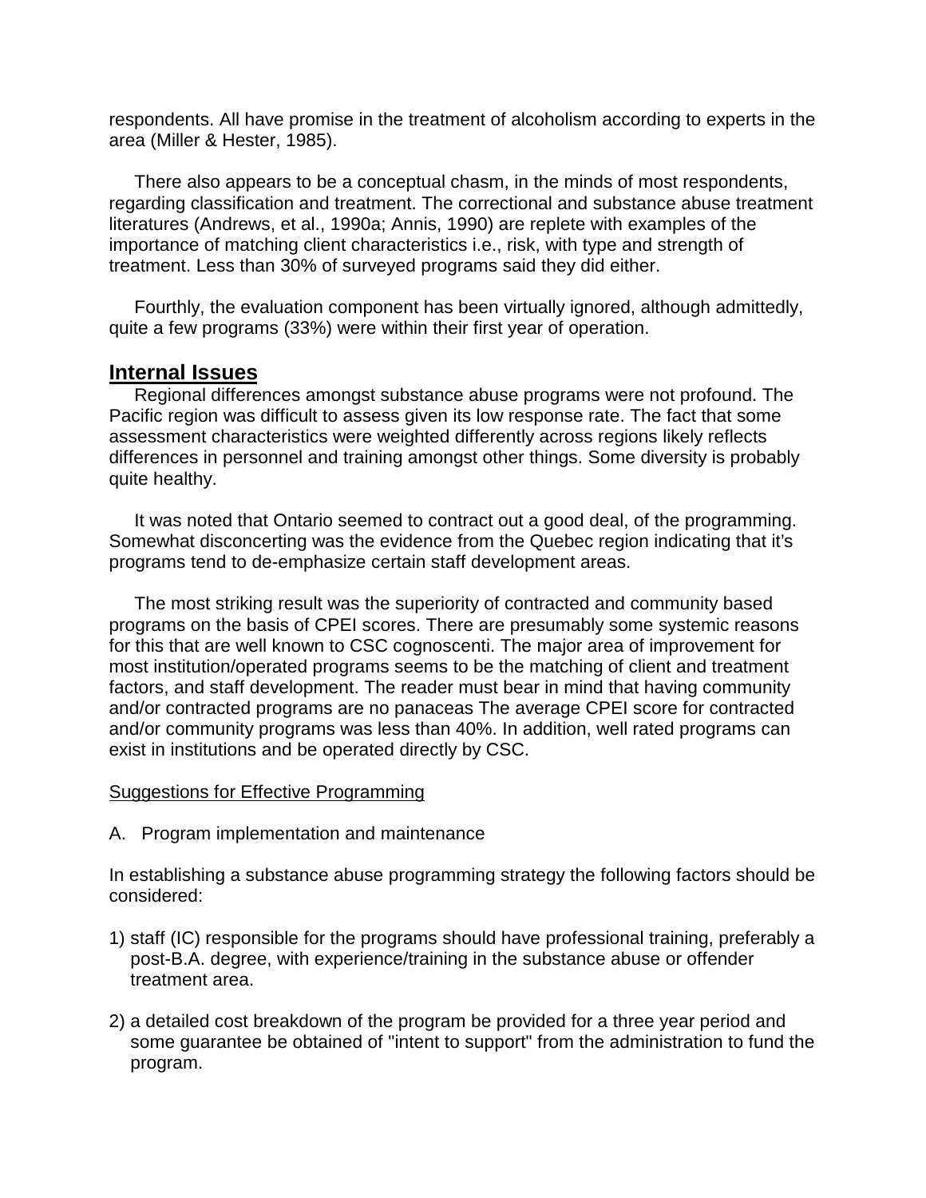respondents. All have promise in the treatment of alcoholism according to experts in the area (Miller & Hester, 1985).

There also appears to be a conceptual chasm, in the minds of most respondents, regarding classification and treatment. The correctional and substance abuse treatment literatures (Andrews, et al., 1990a; Annis, 1990) are replete with examples of the importance of matching client characteristics i.e., risk, with type and strength of treatment. Less than 30% of surveyed programs said they did either.

Fourthly, the evaluation component has been virtually ignored, although admittedly, quite a few programs (33%) were within their first year of operation.

## Internal Issues

Regional differences amongst substance abuse programs were not profound. The Pacific region was difficult to assess given its low response rate. The fact that some assessment characteristics were weighted differently across regions likely reflects differences in personnel and training amongst other things. Some diversity is probably quite healthy.

It was noted that Ontario seemed to contract out a good deal, of the programming. Somewhat disconcerting was the evidence from the Quebec region indicating that it's programs tend to de-emphasize certain staff development areas.

The most striking result was the superiority of contracted and community based programs on the basis of CPEI scores. There are presumably some systemic reasons for this that are well known to CSC cognoscenti. The major area of improvement for most institution/operated programs seems to be the matching of client and treatment factors, and staff development. The reader must bear in mind that having community and/or contracted programs are no panaceas The average CPEI score for contracted and/or community programs was less than 40%. In addition, well rated programs can exist in institutions and be operated directly by CSC.

### Suggestions for Effective Programming

A. Program implementation and maintenance

In establishing a substance abuse programming strategy the following factors should be considered:

1) staff (IC) responsible for the programs should have professional training, preferably a post-B.A. degree, with experience/training in the substance abuse or offender treatment area.

2) a detailed cost breakdown of the program be provided for a three year period and some guarantee be obtained of "intent to support" from the administration to fund the program.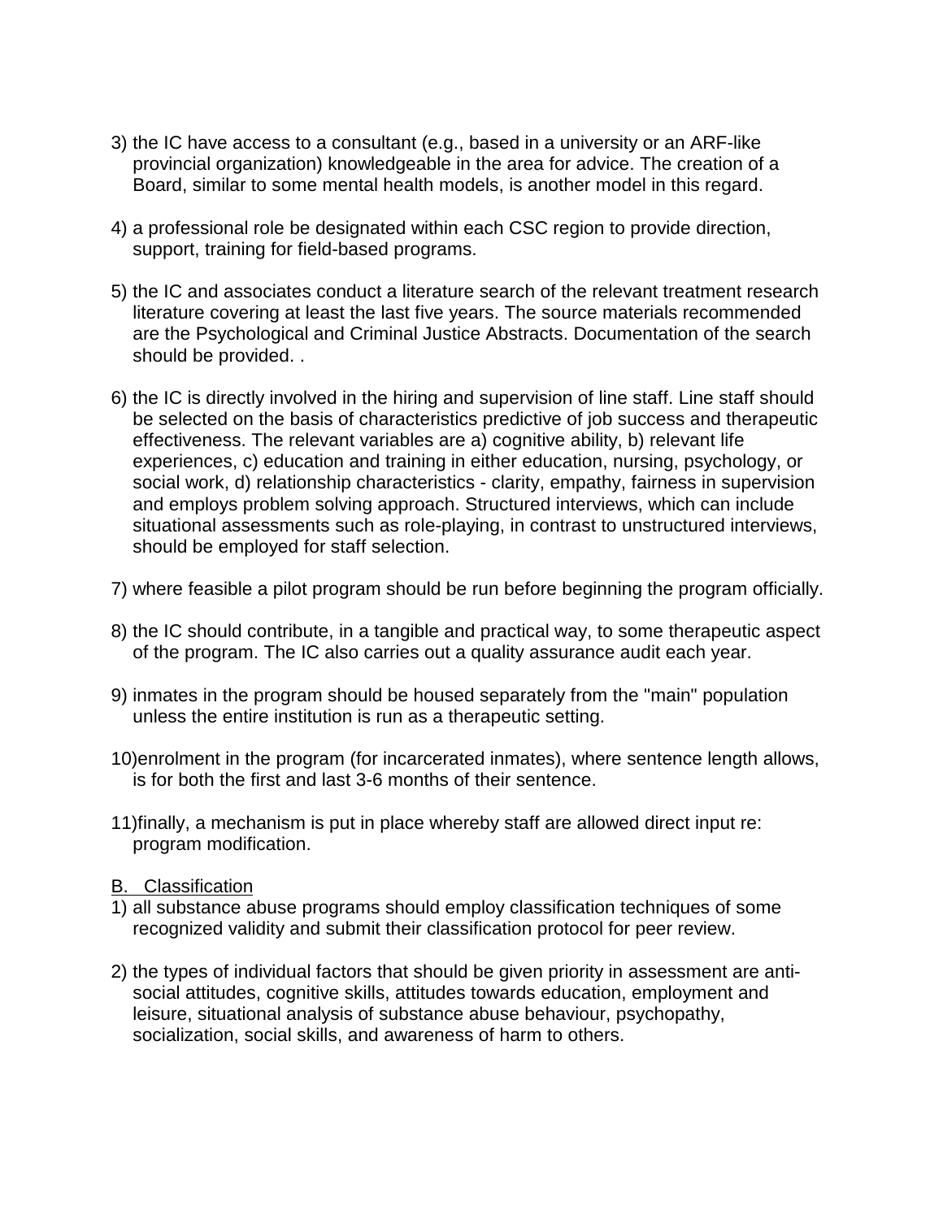3) the IC have access to a consultant (e.g., based in a university or an ARF-like provincial organization) knowledgeable in the area for advice. The creation of a Board, similar to some mental health models, is another model in this regard.

4) a professional role be designated within each CSC region to provide direction, support, training for field-based programs.

5) the IC and associates conduct a literature search of the relevant treatment research literature covering at least the last five years. The source materials recommended are the Psychological and Criminal Justice Abstracts. Documentation of the search should be provided. .

6) the IC is directly involved in the hiring and supervision of line staff. Line staff should be selected on the basis of characteristics predictive of job success and therapeutic effectiveness. The relevant variables are a) cognitive ability, b) relevant life experiences, c) education and training in either education, nursing, psychology, or social work, d) relationship characteristics - clarity, empathy, fairness in supervision and employs problem solving approach. Structured interviews, which can include situational assessments such as role-playing, in contrast to unstructured interviews, should be employed for staff selection.

7) where feasible a pilot program should be run before beginning the program officially.

8) the IC should contribute, in a tangible and practical way, to some therapeutic aspect of the program. The IC also carries out a quality assurance audit each year.

9) inmates in the program should be housed separately from the "main" population unless the entire institution is run as a therapeutic setting.

10) enrolment in the program (for incarcerated inmates), where sentence length allows, is for both the first and last 3-6 months of their sentence.

11) finally, a mechanism is put in place whereby staff are allowed direct input re: program modification.

<u>B. Classification</u>

1) all substance abuse programs should employ classification techniques of some recognized validity and submit their classification protocol for peer review.

2) the types of individual factors that should be given priority in assessment are anti-social attitudes, cognitive skills, attitudes towards education, employment and leisure, situational analysis of substance abuse behaviour, psychopathy, socialization, social skills, and awareness of harm to others.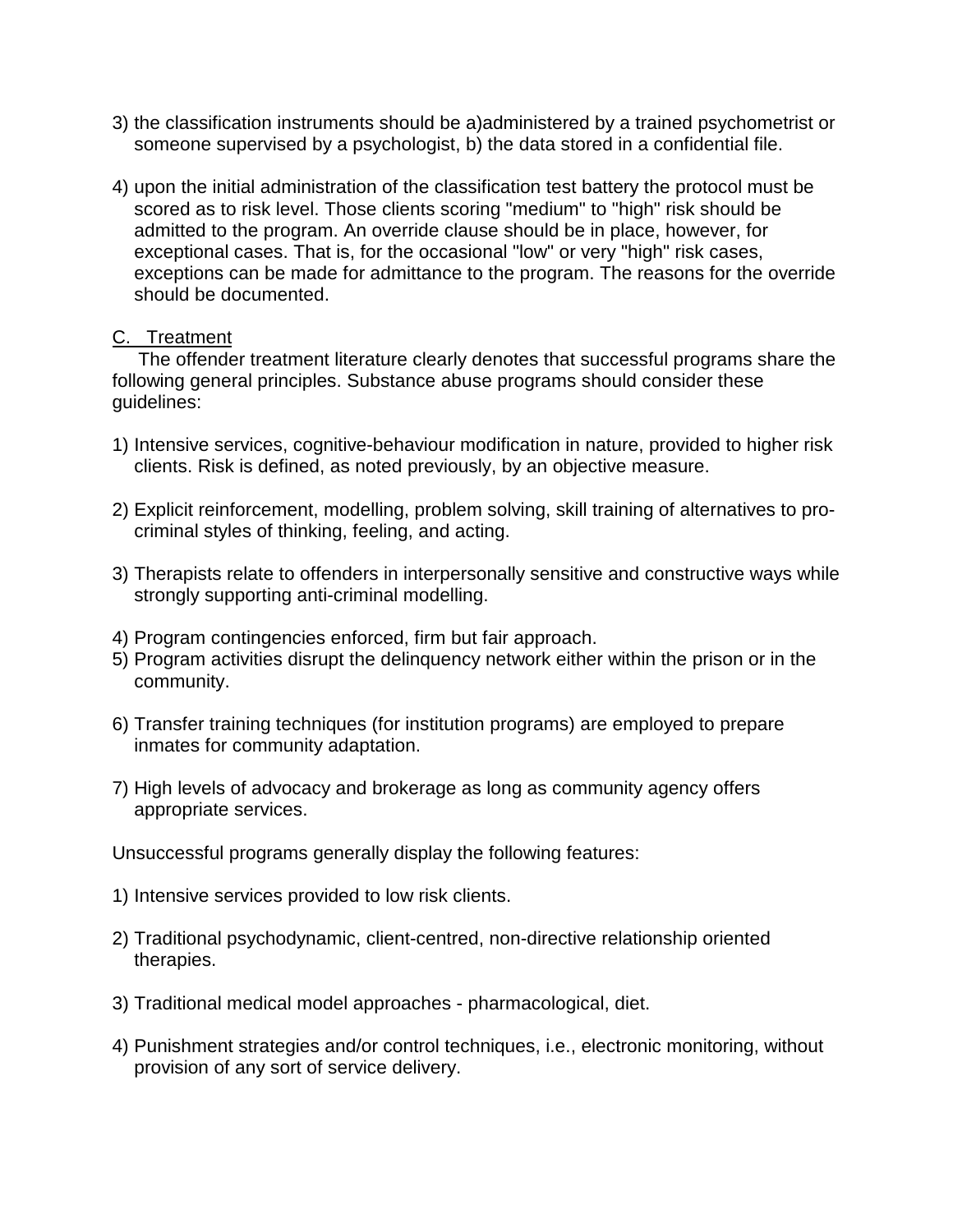3) the classification instruments should be a)administered by a trained psychometrist or someone supervised by a psychologist, b) the data stored in a confidential file.

4) upon the initial administration of the classification test battery the protocol must be scored as to risk level. Those clients scoring "medium" to "high" risk should be admitted to the program. An override clause should be in place, however, for exceptional cases. That is, for the occasional "low" or very "high" risk cases, exceptions can be made for admittance to the program. The reasons for the override should be documented.

C. Treatment

The offender treatment literature clearly denotes that successful programs share the following general principles. Substance abuse programs should consider these guidelines:

1) Intensive services, cognitive-behaviour modification in nature, provided to higher risk clients. Risk is defined, as noted previously, by an objective measure.

2) Explicit reinforcement, modelling, problem solving, skill training of alternatives to pro-criminal styles of thinking, feeling, and acting.

3) Therapists relate to offenders in interpersonally sensitive and constructive ways while strongly supporting anti-criminal modelling.

4) Program contingencies enforced, firm but fair approach.

5) Program activities disrupt the delinquency network either within the prison or in the community.

6) Transfer training techniques (for institution programs) are employed to prepare inmates for community adaptation.

7) High levels of advocacy and brokerage as long as community agency offers appropriate services.

Unsuccessful programs generally display the following features:

1) Intensive services provided to low risk clients.

2) Traditional psychodynamic, client-centred, non-directive relationship oriented therapies.

3) Traditional medical model approaches - pharmacological, diet.

4) Punishment strategies and/or control techniques, i.e., electronic monitoring, without provision of any sort of service delivery.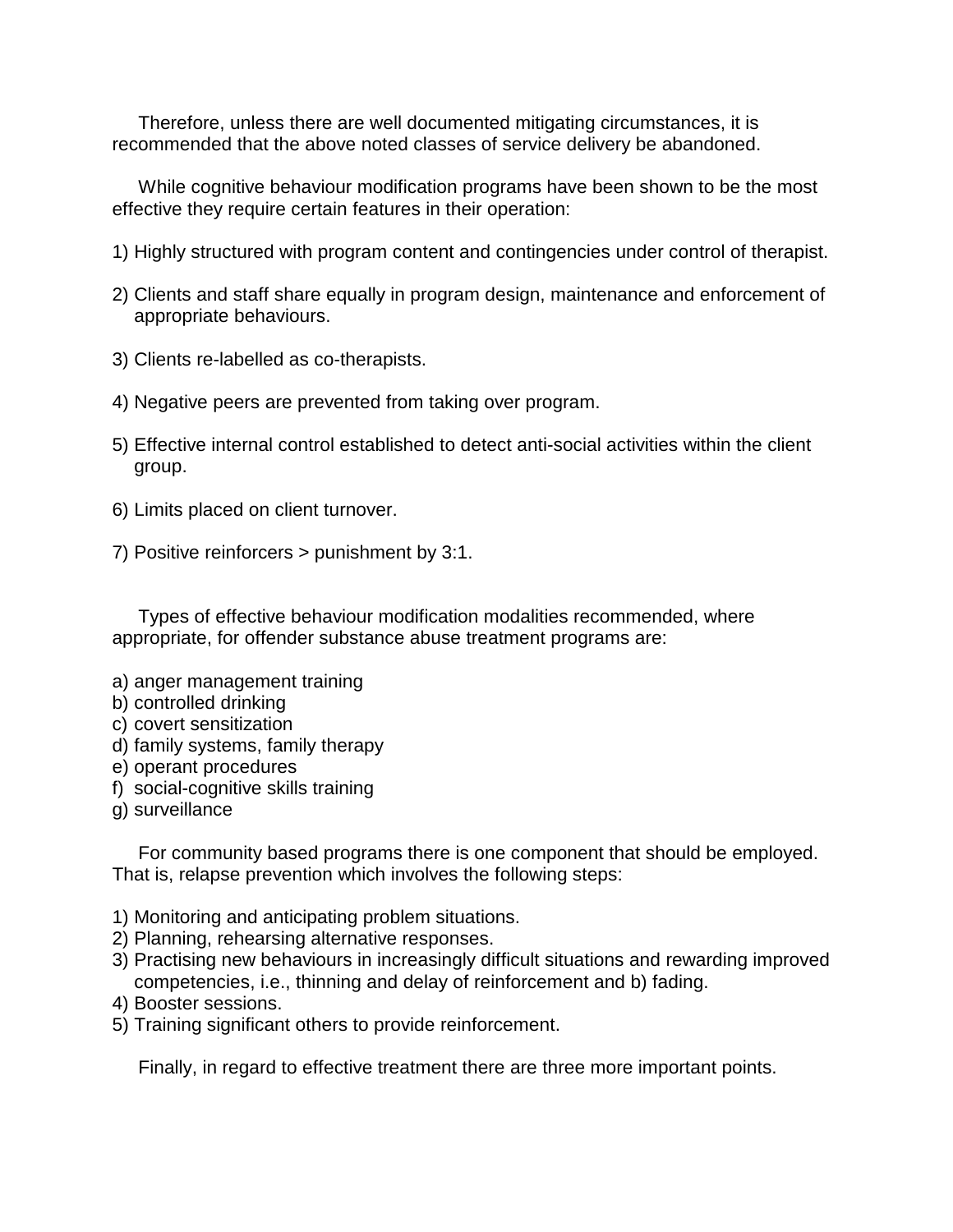Therefore, unless there are well documented mitigating circumstances, it is recommended that the above noted classes of service delivery be abandoned.

While cognitive behaviour modification programs have been shown to be the most effective they require certain features in their operation:

1) Highly structured with program content and contingencies under control of therapist.

2) Clients and staff share equally in program design, maintenance and enforcement of appropriate behaviours.

3) Clients re-labelled as co-therapists.

4) Negative peers are prevented from taking over program.

5) Effective internal control established to detect anti-social activities within the client group.

6) Limits placed on client turnover.

7) Positive reinforcers > punishment by 3:1.

Types of effective behaviour modification modalities recommended, where appropriate, for offender substance abuse treatment programs are:

a) anger management training
b) controlled drinking
c) covert sensitization
d) family systems, family therapy
e) operant procedures
f) social-cognitive skills training
g) surveillance

For community based programs there is one component that should be employed. That is, relapse prevention which involves the following steps:

1) Monitoring and anticipating problem situations.
2) Planning, rehearsing alternative responses.
3) Practising new behaviours in increasingly difficult situations and rewarding improved competencies, i.e., thinning and delay of reinforcement and b) fading.
4) Booster sessions.
5) Training significant others to provide reinforcement.

Finally, in regard to effective treatment there are three more important points.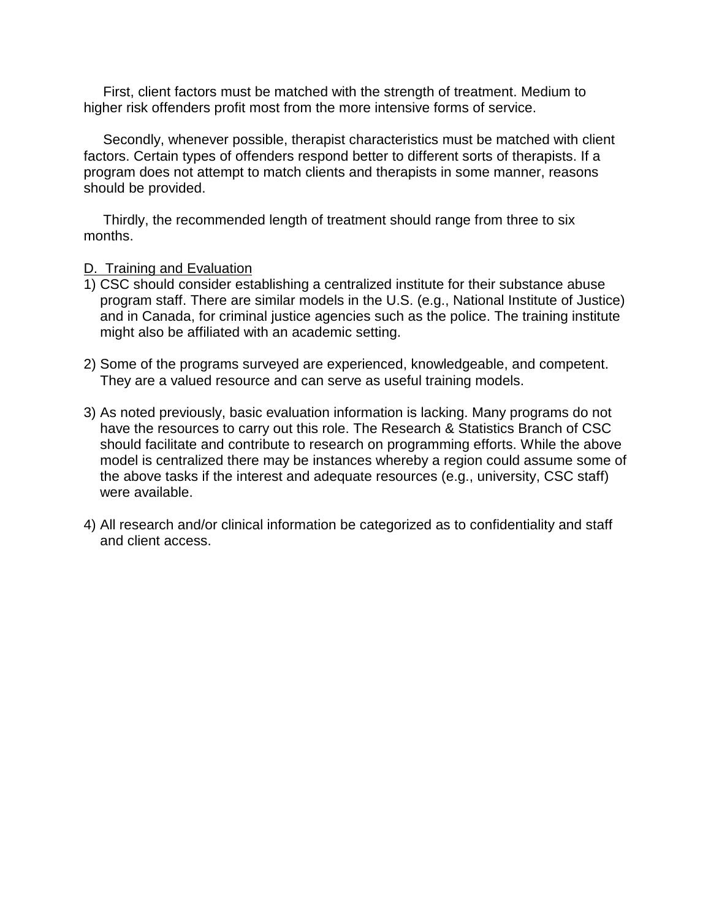First, client factors must be matched with the strength of treatment. Medium to higher risk offenders profit most from the more intensive forms of service.

Secondly, whenever possible, therapist characteristics must be matched with client factors. Certain types of offenders respond better to different sorts of therapists. If a program does not attempt to match clients and therapists in some manner, reasons should be provided.

Thirdly, the recommended length of treatment should range from three to six months.

D. Training and Evaluation

1) CSC should consider establishing a centralized institute for their substance abuse program staff. There are similar models in the U.S. (e.g., National Institute of Justice) and in Canada, for criminal justice agencies such as the police. The training institute might also be affiliated with an academic setting.

2) Some of the programs surveyed are experienced, knowledgeable, and competent. They are a valued resource and can serve as useful training models.

3) As noted previously, basic evaluation information is lacking. Many programs do not have the resources to carry out this role. The Research & Statistics Branch of CSC should facilitate and contribute to research on programming efforts. While the above model is centralized there may be instances whereby a region could assume some of the above tasks if the interest and adequate resources (e.g., university, CSC staff) were available.

4) All research and/or clinical information be categorized as to confidentiality and staff and client access.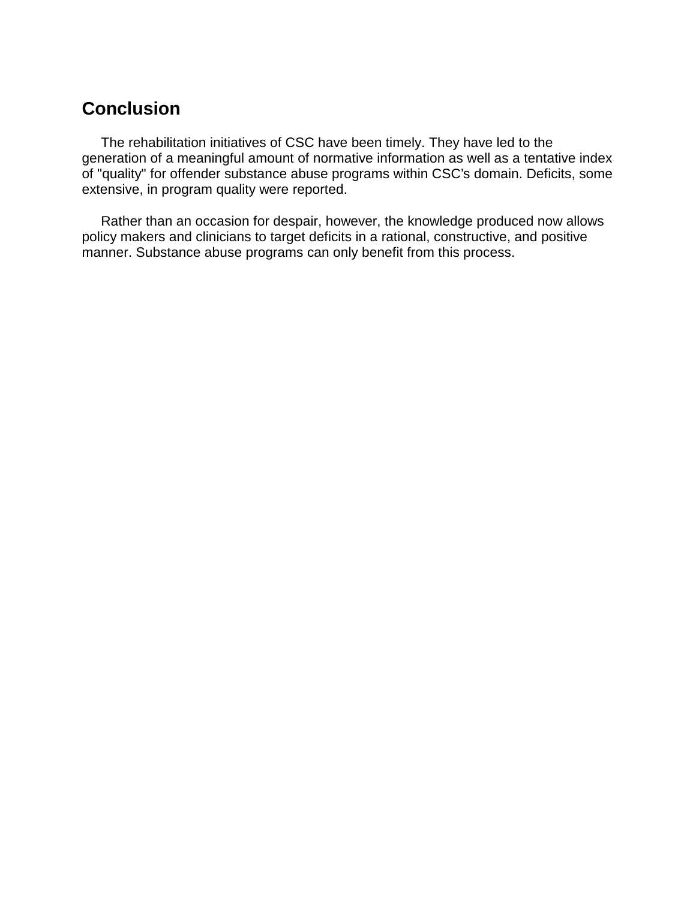## Conclusion

The rehabilitation initiatives of CSC have been timely. They have led to the generation of a meaningful amount of normative information as well as a tentative index of "quality" for offender substance abuse programs within CSC's domain. Deficits, some extensive, in program quality were reported.

Rather than an occasion for despair, however, the knowledge produced now allows policy makers and clinicians to target deficits in a rational, constructive, and positive manner. Substance abuse programs can only benefit from this process.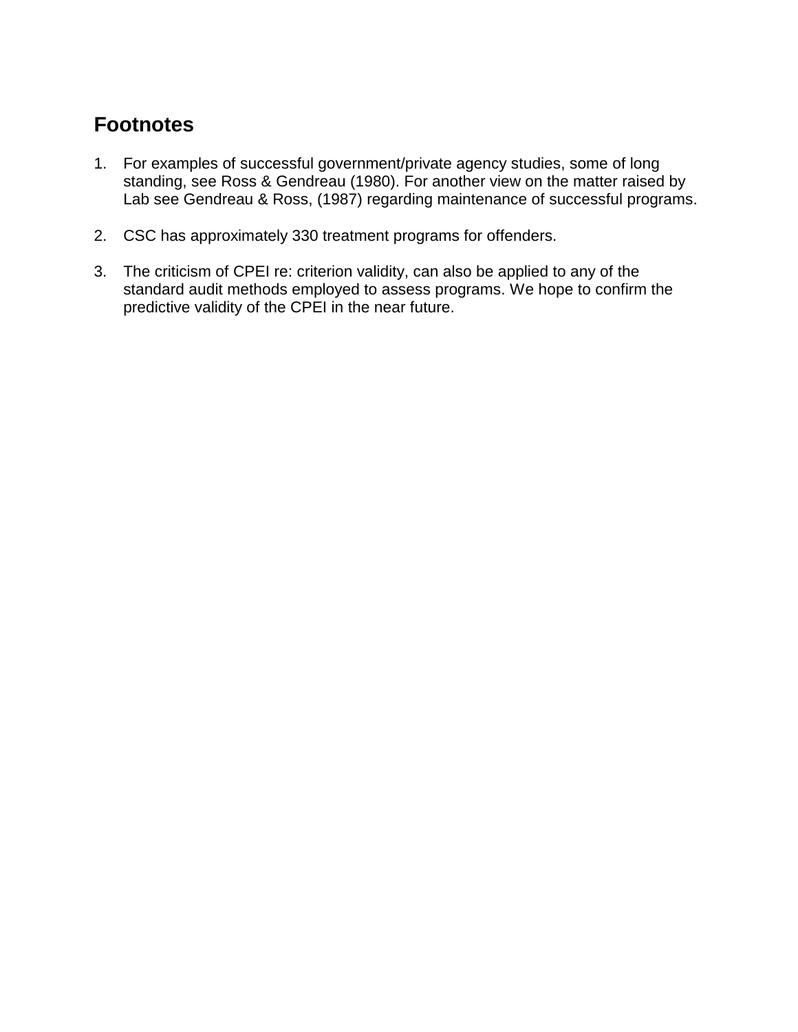## Footnotes

1. For examples of successful government/private agency studies, some of long standing, see Ross & Gendreau (1980). For another view on the matter raised by Lab see Gendreau & Ross, (1987) regarding maintenance of successful programs.

2. CSC has approximately 330 treatment programs for offenders.

3. The criticism of CPEI re: criterion validity, can also be applied to any of the standard audit methods employed to assess programs. We hope to confirm the predictive validity of the CPEI in the near future.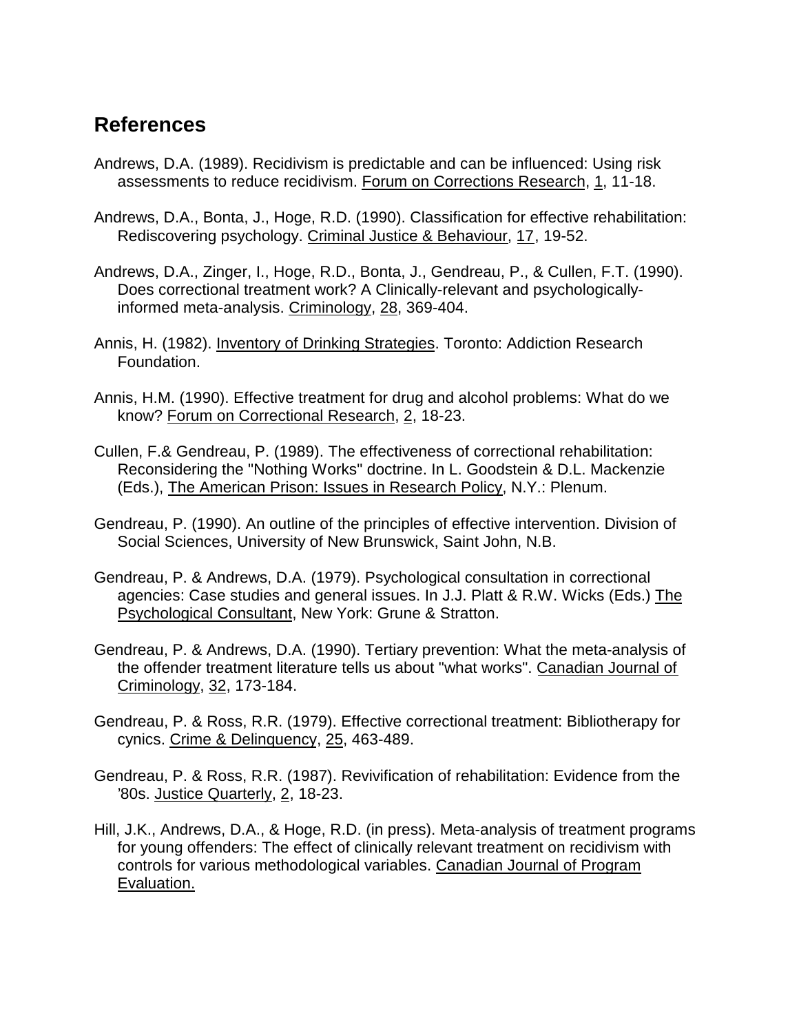## References

Andrews, D.A. (1989). Recidivism is predictable and can be influenced: Using risk assessments to reduce recidivism. Forum on Corrections Research, 1, 11-18.

Andrews, D.A., Bonta, J., Hoge, R.D. (1990). Classification for effective rehabilitation: Rediscovering psychology. Criminal Justice & Behaviour, 17, 19-52.

Andrews, D.A., Zinger, I., Hoge, R.D., Bonta, J., Gendreau, P., & Cullen, F.T. (1990). Does correctional treatment work? A Clinically-relevant and psychologically-informed meta-analysis. Criminology, 28, 369-404.

Annis, H. (1982). Inventory of Drinking Strategies. Toronto: Addiction Research Foundation.

Annis, H.M. (1990). Effective treatment for drug and alcohol problems: What do we know? Forum on Correctional Research, 2, 18-23.

Cullen, F.& Gendreau, P. (1989). The effectiveness of correctional rehabilitation: Reconsidering the "Nothing Works" doctrine. In L. Goodstein & D.L. Mackenzie (Eds.), The American Prison: Issues in Research Policy, N.Y.: Plenum.

Gendreau, P. (1990). An outline of the principles of effective intervention. Division of Social Sciences, University of New Brunswick, Saint John, N.B.

Gendreau, P. & Andrews, D.A. (1979). Psychological consultation in correctional agencies: Case studies and general issues. In J.J. Platt & R.W. Wicks (Eds.) The Psychological Consultant, New York: Grune & Stratton.

Gendreau, P. & Andrews, D.A. (1990). Tertiary prevention: What the meta-analysis of the offender treatment literature tells us about "what works". Canadian Journal of Criminology, 32, 173-184.

Gendreau, P. & Ross, R.R. (1979). Effective correctional treatment: Bibliotherapy for cynics. Crime & Delinquency, 25, 463-489.

Gendreau, P. & Ross, R.R. (1987). Revivification of rehabilitation: Evidence from the '80s. Justice Quarterly, 2, 18-23.

Hill, J.K., Andrews, D.A., & Hoge, R.D. (in press). Meta-analysis of treatment programs for young offenders: The effect of clinically relevant treatment on recidivism with controls for various methodological variables. Canadian Journal of Program Evaluation.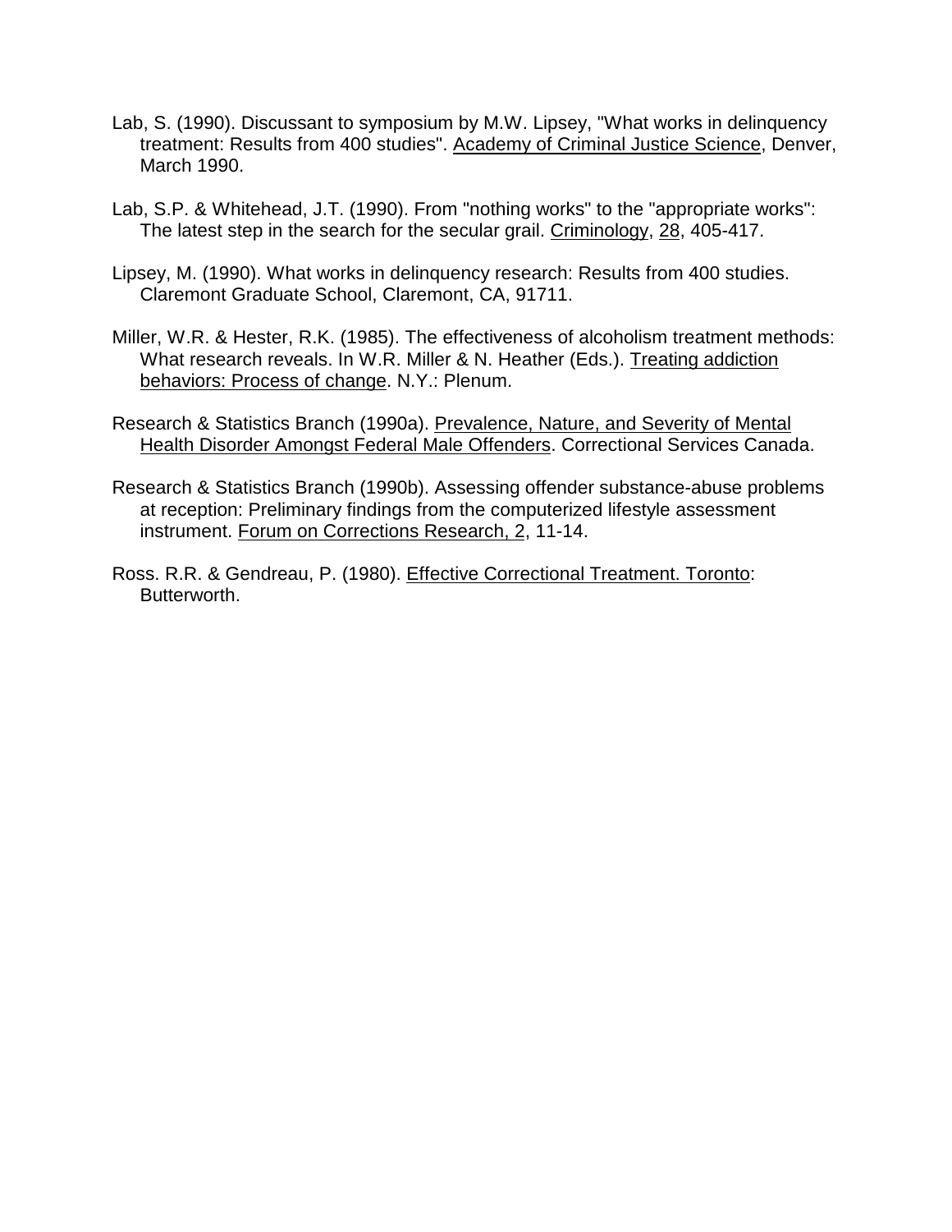Lab, S. (1990). Discussant to symposium by M.W. Lipsey, "What works in delinquency treatment: Results from 400 studies". Academy of Criminal Justice Science, Denver, March 1990.

Lab, S.P. & Whitehead, J.T. (1990). From "nothing works" to the "appropriate works": The latest step in the search for the secular grail. Criminology, 28, 405-417.

Lipsey, M. (1990). What works in delinquency research: Results from 400 studies. Claremont Graduate School, Claremont, CA, 91711.

Miller, W.R. & Hester, R.K. (1985). The effectiveness of alcoholism treatment methods: What research reveals. In W.R. Miller & N. Heather (Eds.). Treating addiction behaviors: Process of change. N.Y.: Plenum.

Research & Statistics Branch (1990a). Prevalence, Nature, and Severity of Mental Health Disorder Amongst Federal Male Offenders. Correctional Services Canada.

Research & Statistics Branch (1990b). Assessing offender substance-abuse problems at reception: Preliminary findings from the computerized lifestyle assessment instrument. Forum on Corrections Research, 2, 11-14.

Ross. R.R. & Gendreau, P. (1980). Effective Correctional Treatment. Toronto: Butterworth.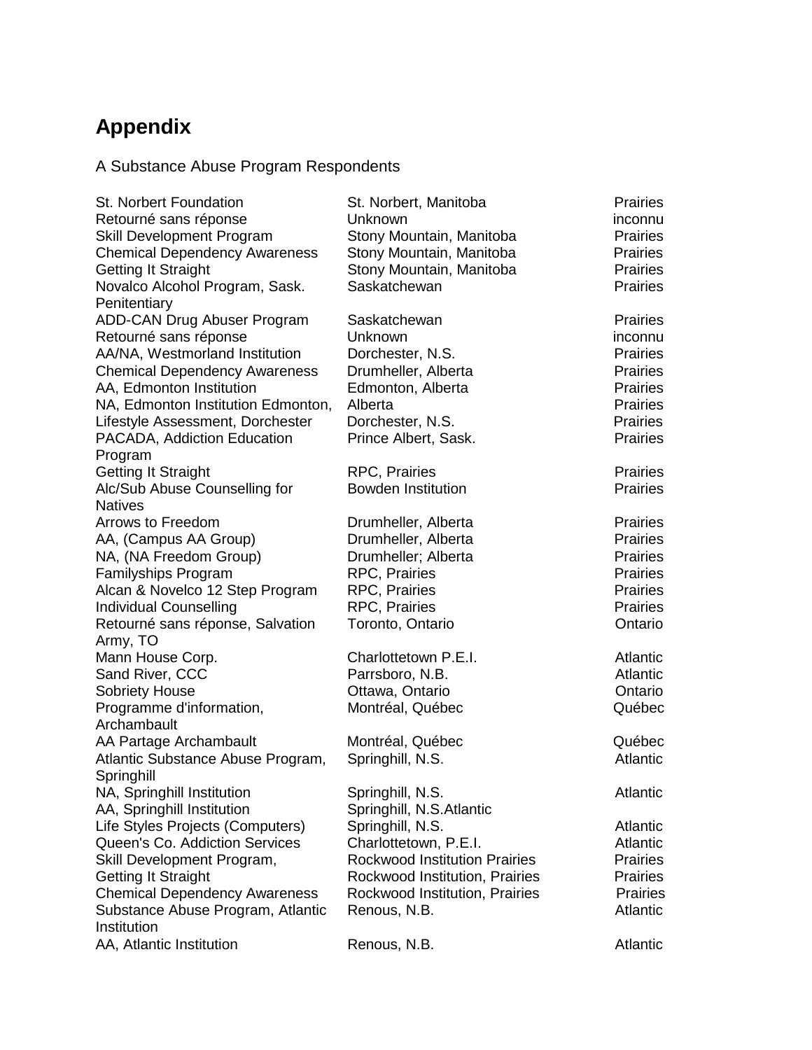# Appendix

A Substance Abuse Program Respondents

| | | |
|---|---|---|
| St. Norbert Foundation | St. Norbert, Manitoba | Prairies |
| Retourné sans réponse | Unknown | inconnu |
| Skill Development Program | Stony Mountain, Manitoba | Prairies |
| Chemical Dependency Awareness | Stony Mountain, Manitoba | Prairies |
| Getting It Straight | Stony Mountain, Manitoba | Prairies |
| Novalco Alcohol Program, Sask. Penitentiary | Saskatchewan | Prairies |
| ADD-CAN Drug Abuser Program | Saskatchewan | Prairies |
| Retourné sans réponse | Unknown | inconnu |
| AA/NA, Westmorland Institution | Dorchester, N.S. | Prairies |
| Chemical Dependency Awareness | Drumheller, Alberta | Prairies |
| AA, Edmonton Institution | Edmonton, Alberta | Prairies |
| NA, Edmonton Institution Edmonton, | Alberta | Prairies |
| Lifestyle Assessment, Dorchester | Dorchester, N.S. | Prairies |
| PACADA, Addiction Education Program | Prince Albert, Sask. | Prairies |
| Getting It Straight | RPC, Prairies | Prairies |
| Alc/Sub Abuse Counselling for Natives | Bowden Institution | Prairies |
| Arrows to Freedom | Drumheller, Alberta | Prairies |
| AA, (Campus AA Group) | Drumheller, Alberta | Prairies |
| NA, (NA Freedom Group) | Drumheller; Alberta | Prairies |
| Familyships Program | RPC, Prairies | Prairies |
| Alcan & Novelco 12 Step Program | RPC, Prairies | Prairies |
| Individual Counselling | RPC, Prairies | Prairies |
| Retourné sans réponse, Salvation Army, TO | Toronto, Ontario | Ontario |
| Mann House Corp. | Charlottetown P.E.I. | Atlantic |
| Sand River, CCC | Parrsboro, N.B. | Atlantic |
| Sobriety House | Ottawa, Ontario | Ontario |
| Programme d'information, Archambault | Montréal, Québec | Québec |
| AA Partage Archambault | Montréal, Québec | Québec |
| Atlantic Substance Abuse Program, Springhill | Springhill, N.S. | Atlantic |
| NA, Springhill Institution | Springhill, N.S. | Atlantic |
| AA, Springhill Institution | Springhill, N.S.Atlantic | |
| Life Styles Projects (Computers) | Springhill, N.S. | Atlantic |
| Queen's Co. Addiction Services | Charlottetown, P.E.I. | Atlantic |
| Skill Development Program, | Rockwood Institution Prairies | Prairies |
| Getting It Straight | Rockwood Institution, Prairies | Prairies |
| Chemical Dependency Awareness | Rockwood Institution, Prairies | Prairies |
| Substance Abuse Program, Atlantic Institution | Renous, N.B. | Atlantic |
| AA, Atlantic Institution | Renous, N.B. | Atlantic |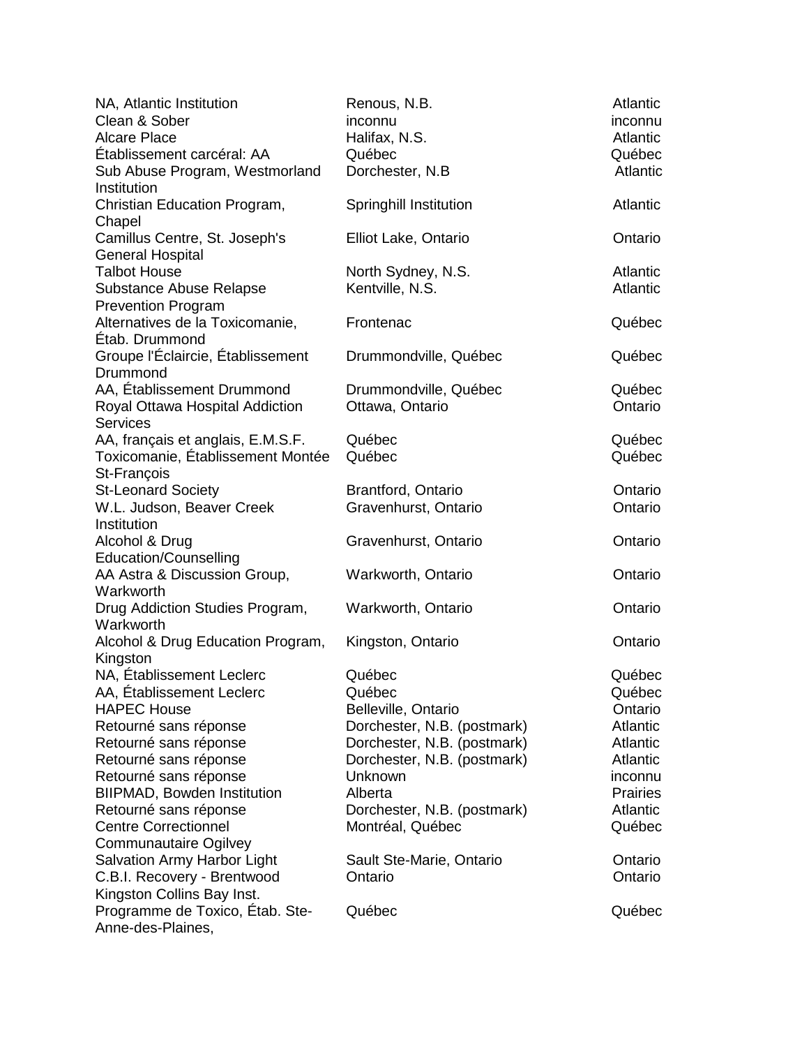| | | |
|---|---|---|
| NA, Atlantic Institution | Renous, N.B. | Atlantic |
| Clean & Sober | inconnu | inconnu |
| Alcare Place | Halifax, N.S. | Atlantic |
| Établissement carcéral: AA | Québec | Québec |
| Sub Abuse Program, Westmorland Institution | Dorchester, N.B | Atlantic |
| Christian Education Program, Chapel | Springhill Institution | Atlantic |
| Camillus Centre, St. Joseph's General Hospital | Elliot Lake, Ontario | Ontario |
| Talbot House | North Sydney, N.S. | Atlantic |
| Substance Abuse Relapse Prevention Program | Kentville, N.S. | Atlantic |
| Alternatives de la Toxicomanie, Étab. Drummond | Frontenac | Québec |
| Groupe l'Éclaircie, Établissement Drummond | Drummondville, Québec | Québec |
| AA, Établissement Drummond | Drummondville, Québec | Québec |
| Royal Ottawa Hospital Addiction Services | Ottawa, Ontario | Ontario |
| AA, français et anglais, E.M.S.F. | Québec | Québec |
| Toxicomanie, Établissement Montée St-François | Québec | Québec |
| St-Leonard Society | Brantford, Ontario | Ontario |
| W.L. Judson, Beaver Creek Institution | Gravenhurst, Ontario | Ontario |
| Alcohol & Drug Education/Counselling | Gravenhurst, Ontario | Ontario |
| AA Astra & Discussion Group, Warkworth | Warkworth, Ontario | Ontario |
| Drug Addiction Studies Program, Warkworth | Warkworth, Ontario | Ontario |
| Alcohol & Drug Education Program, Kingston | Kingston, Ontario | Ontario |
| NA, Établissement Leclerc | Québec | Québec |
| AA, Établissement Leclerc | Québec | Québec |
| HAPEC House | Belleville, Ontario | Ontario |
| Retourné sans réponse | Dorchester, N.B. (postmark) | Atlantic |
| Retourné sans réponse | Dorchester, N.B. (postmark) | Atlantic |
| Retourné sans réponse | Dorchester, N.B. (postmark) | Atlantic |
| Retourné sans réponse | Unknown | inconnu |
| BIIPMAD, Bowden Institution | Alberta | Prairies |
| Retourné sans réponse | Dorchester, N.B. (postmark) | Atlantic |
| Centre Correctionnel Communautaire Ogilvey | Montréal, Québec | Québec |
| Salvation Army Harbor Light | Sault Ste-Marie, Ontario | Ontario |
| C.B.I. Recovery - Brentwood Kingston Collins Bay Inst. | Ontario | Ontario |
| Programme de Toxico, Étab. Ste-Anne-des-Plaines, | Québec | Québec |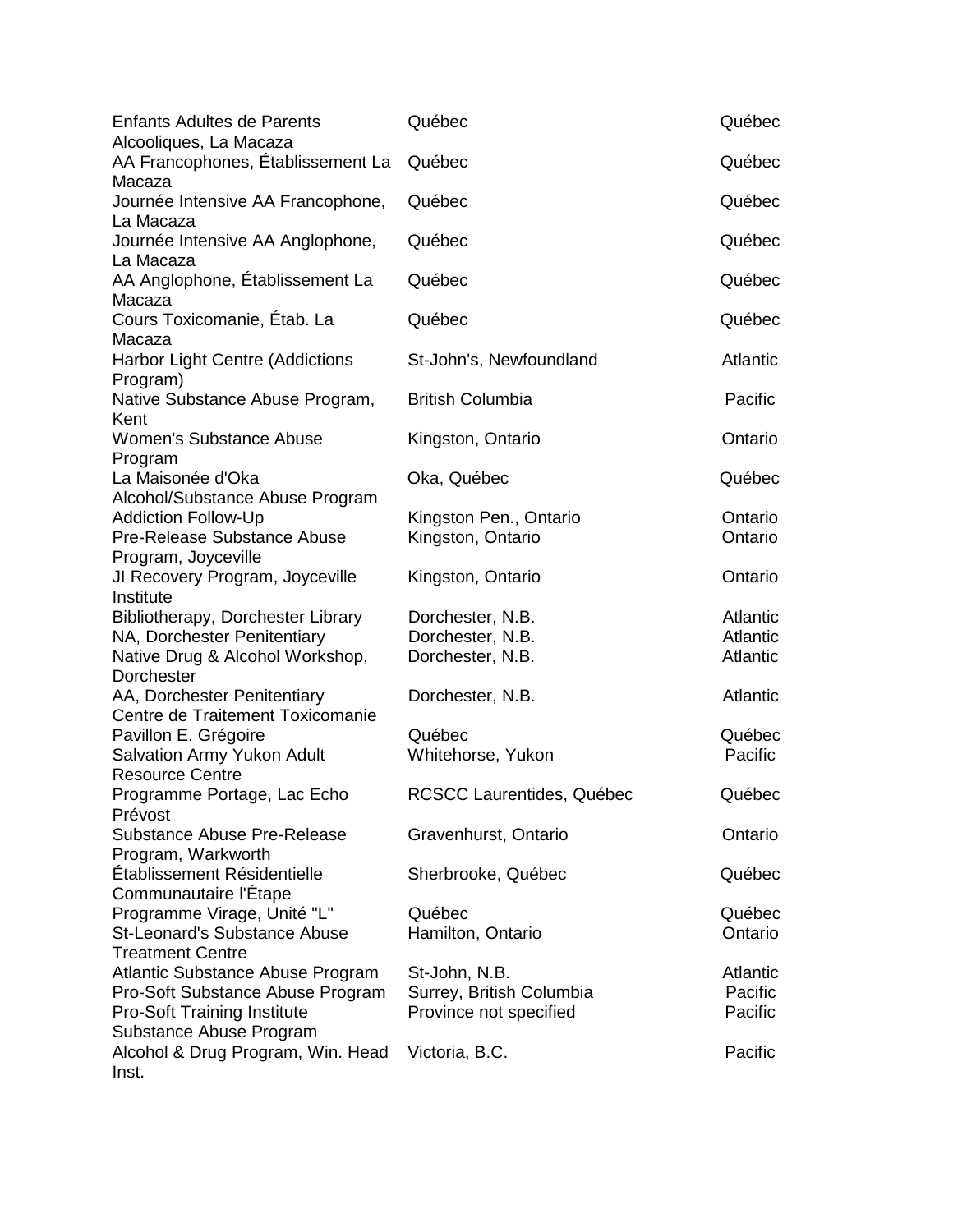| | | |
|---|---|---|
| Enfants Adultes de Parents Alcooliques, La Macaza | Québec | Québec |
| AA Francophones, Établissement La Macaza | Québec | Québec |
| Journée Intensive AA Francophone, La Macaza | Québec | Québec |
| Journée Intensive AA Anglophone, La Macaza | Québec | Québec |
| AA Anglophone, Établissement La Macaza | Québec | Québec |
| Cours Toxicomanie, Étab. La Macaza | Québec | Québec |
| Harbor Light Centre (Addictions Program) | St-John's, Newfoundland | Atlantic |
| Native Substance Abuse Program, Kent | British Columbia | Pacific |
| Women's Substance Abuse Program | Kingston, Ontario | Ontario |
| La Maisonée d'Oka Alcohol/Substance Abuse Program | Oka, Québec | Québec |
| Addiction Follow-Up | Kingston Pen., Ontario | Ontario |
| Pre-Release Substance Abuse Program, Joyceville | Kingston, Ontario | Ontario |
| JI Recovery Program, Joyceville Institute | Kingston, Ontario | Ontario |
| Bibliotherapy, Dorchester Library | Dorchester, N.B. | Atlantic |
| NA, Dorchester Penitentiary | Dorchester, N.B. | Atlantic |
| Native Drug & Alcohol Workshop, Dorchester | Dorchester, N.B. | Atlantic |
| AA, Dorchester Penitentiary | Dorchester, N.B. | Atlantic |
| Centre de Traitement Toxicomanie Pavillon E. Grégoire | Québec | Québec |
| Salvation Army Yukon Adult Resource Centre | Whitehorse, Yukon | Pacific |
| Programme Portage, Lac Echo Prévost | RCSCC Laurentides, Québec | Québec |
| Substance Abuse Pre-Release Program, Warkworth | Gravenhurst, Ontario | Ontario |
| Établissement Résidentielle Communautaire l'Étape | Sherbrooke, Québec | Québec |
| Programme Virage, Unité "L" | Québec | Québec |
| St-Leonard's Substance Abuse Treatment Centre | Hamilton, Ontario | Ontario |
| Atlantic Substance Abuse Program | St-John, N.B. | Atlantic |
| Pro-Soft Substance Abuse Program | Surrey, British Columbia | Pacific |
| Pro-Soft Training Institute Substance Abuse Program | Province not specified | Pacific |
| Alcohol & Drug Program, Win. Head Inst. | Victoria, B.C. | Pacific |